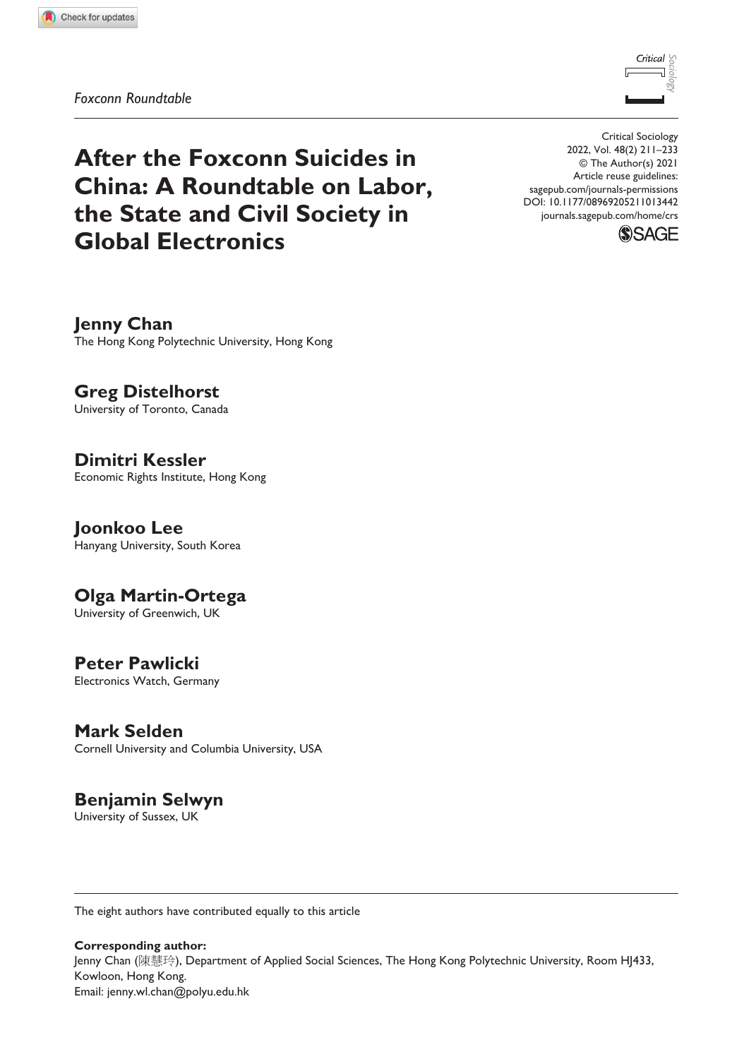*Foxconn Roundtable*

# After the Foxconn Suicides in China: A Roundtable on Labor, the State and Civil Society in Global Electronics

Critical Sociology
© The Author(s) 2021
Article reuse guidelines: sagepub.com/journals-permissions
DOI: 10.1177/08969205211013442
journals.sagepub.com/home/crs

**Jenny Chan**
The Hong Kong Polytechnic University, Hong Kong

**Greg Distelhorst**
University of Toronto, Canada

**Dimitri Kessler**
Economic Rights Institute, Hong Kong

**Joonkoo Lee**
Hanyang University, South Korea

**Olga Martin-Ortega**
University of Greenwich, UK

**Peter Pawlicki**
Electronics Watch, Germany

**Mark Selden**
Cornell University and Columbia University, USA

**Benjamin Selwyn**
University of Sussex, UK

---

The eight authors have contributed equally to this article

**Corresponding author:**
Jenny Chan (陳慧玲), Department of Applied Social Sciences, The Hong Kong Polytechnic University, Room HJ433, Kowloon, Hong Kong.
Email: jenny.wl.chan@polyu.edu.hk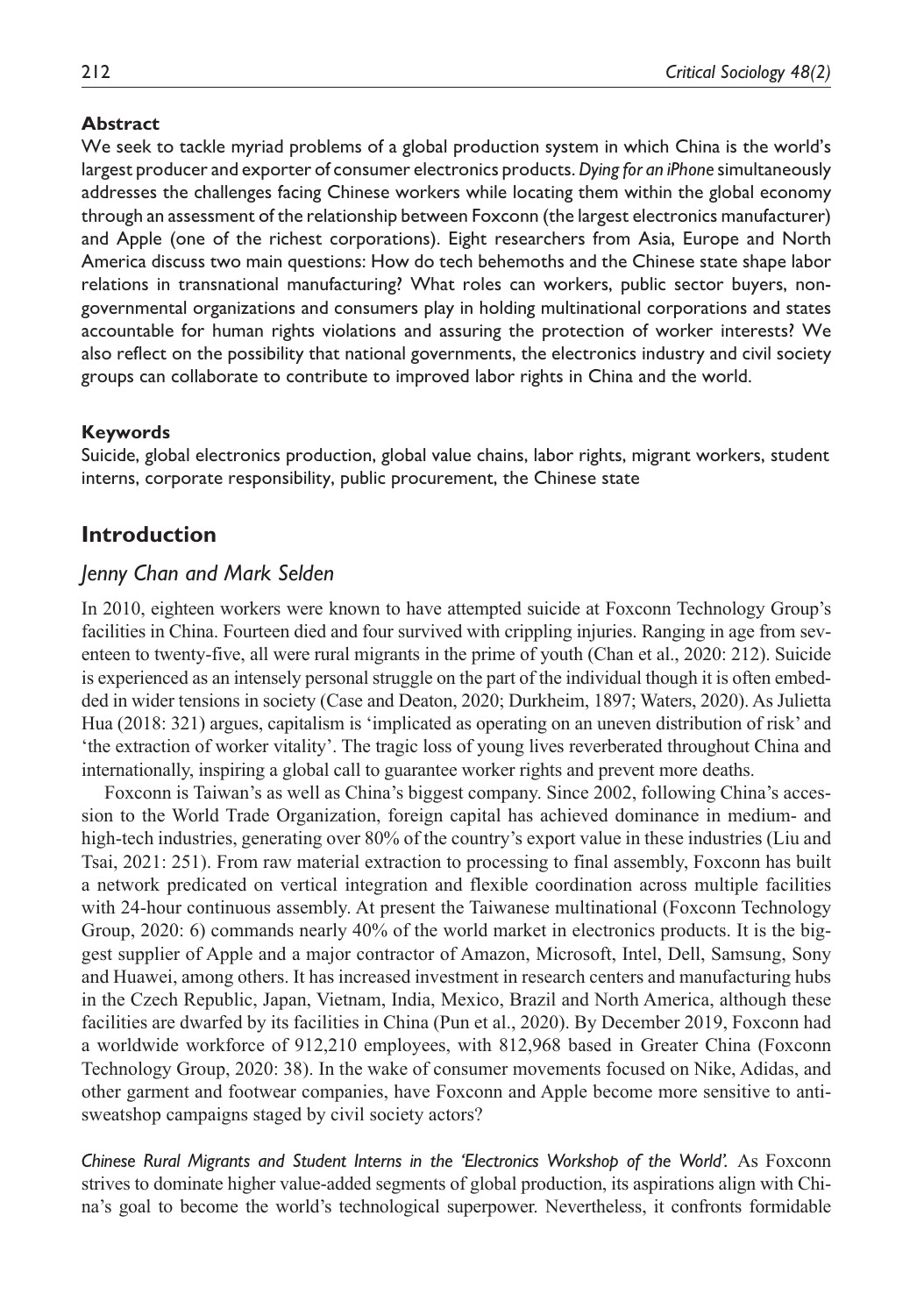**Abstract**

We seek to tackle myriad problems of a global production system in which China is the world's largest producer and exporter of consumer electronics products. *Dying for an iPhone* simultaneously addresses the challenges facing Chinese workers while locating them within the global economy through an assessment of the relationship between Foxconn (the largest electronics manufacturer) and Apple (one of the richest corporations). Eight researchers from Asia, Europe and North America discuss two main questions: How do tech behemoths and the Chinese state shape labor relations in transnational manufacturing? What roles can workers, public sector buyers, non-governmental organizations and consumers play in holding multinational corporations and states accountable for human rights violations and assuring the protection of worker interests? We also reflect on the possibility that national governments, the electronics industry and civil society groups can collaborate to contribute to improved labor rights in China and the world.

**Keywords**

Suicide, global electronics production, global value chains, labor rights, migrant workers, student interns, corporate responsibility, public procurement, the Chinese state

## Introduction

### *Jenny Chan and Mark Selden*

In 2010, eighteen workers were known to have attempted suicide at Foxconn Technology Group's facilities in China. Fourteen died and four survived with crippling injuries. Ranging in age from seventeen to twenty-five, all were rural migrants in the prime of youth (Chan et al., 2020: 212). Suicide is experienced as an intensely personal struggle on the part of the individual though it is often embedded in wider tensions in society (Case and Deaton, 2020; Durkheim, 1897; Waters, 2020). As Julietta Hua (2018: 321) argues, capitalism is 'implicated as operating on an uneven distribution of risk' and 'the extraction of worker vitality'. The tragic loss of young lives reverberated throughout China and internationally, inspiring a global call to guarantee worker rights and prevent more deaths.

Foxconn is Taiwan's as well as China's biggest company. Since 2002, following China's accession to the World Trade Organization, foreign capital has achieved dominance in medium- and high-tech industries, generating over 80% of the country's export value in these industries (Liu and Tsai, 2021: 251). From raw material extraction to processing to final assembly, Foxconn has built a network predicated on vertical integration and flexible coordination across multiple facilities with 24-hour continuous assembly. At present the Taiwanese multinational (Foxconn Technology Group, 2020: 6) commands nearly 40% of the world market in electronics products. It is the biggest supplier of Apple and a major contractor of Amazon, Microsoft, Intel, Dell, Samsung, Sony and Huawei, among others. It has increased investment in research centers and manufacturing hubs in the Czech Republic, Japan, Vietnam, India, Mexico, Brazil and North America, although these facilities are dwarfed by its facilities in China (Pun et al., 2020). By December 2019, Foxconn had a worldwide workforce of 912,210 employees, with 812,968 based in Greater China (Foxconn Technology Group, 2020: 38). In the wake of consumer movements focused on Nike, Adidas, and other garment and footwear companies, have Foxconn and Apple become more sensitive to anti-sweatshop campaigns staged by civil society actors?

*Chinese Rural Migrants and Student Interns in the 'Electronics Workshop of the World'.* As Foxconn strives to dominate higher value-added segments of global production, its aspirations align with China's goal to become the world's technological superpower. Nevertheless, it confronts formidable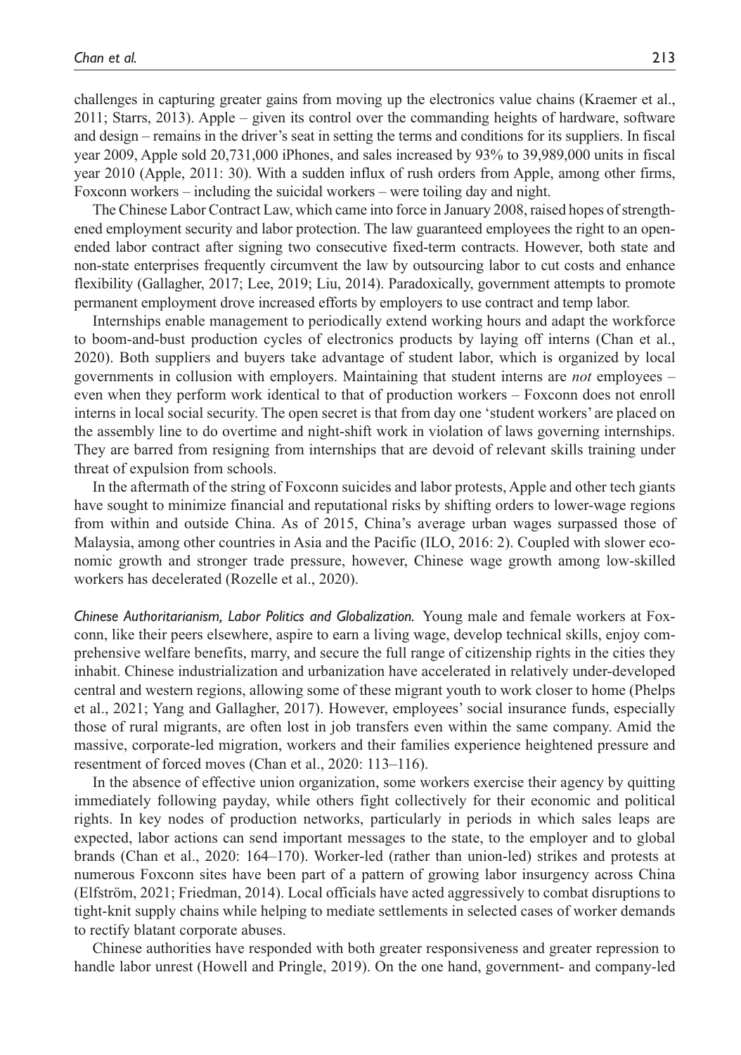challenges in capturing greater gains from moving up the electronics value chains (Kraemer et al., 2011; Starrs, 2013). Apple – given its control over the commanding heights of hardware, software and design – remains in the driver's seat in setting the terms and conditions for its suppliers. In fiscal year 2009, Apple sold 20,731,000 iPhones, and sales increased by 93% to 39,989,000 units in fiscal year 2010 (Apple, 2011: 30). With a sudden influx of rush orders from Apple, among other firms, Foxconn workers – including the suicidal workers – were toiling day and night.

The Chinese Labor Contract Law, which came into force in January 2008, raised hopes of strengthened employment security and labor protection. The law guaranteed employees the right to an open-ended labor contract after signing two consecutive fixed-term contracts. However, both state and non-state enterprises frequently circumvent the law by outsourcing labor to cut costs and enhance flexibility (Gallagher, 2017; Lee, 2019; Liu, 2014). Paradoxically, government attempts to promote permanent employment drove increased efforts by employers to use contract and temp labor.

Internships enable management to periodically extend working hours and adapt the workforce to boom-and-bust production cycles of electronics products by laying off interns (Chan et al., 2020). Both suppliers and buyers take advantage of student labor, which is organized by local governments in collusion with employers. Maintaining that student interns are *not* employees – even when they perform work identical to that of production workers – Foxconn does not enroll interns in local social security. The open secret is that from day one 'student workers' are placed on the assembly line to do overtime and night-shift work in violation of laws governing internships. They are barred from resigning from internships that are devoid of relevant skills training under threat of expulsion from schools.

In the aftermath of the string of Foxconn suicides and labor protests, Apple and other tech giants have sought to minimize financial and reputational risks by shifting orders to lower-wage regions from within and outside China. As of 2015, China's average urban wages surpassed those of Malaysia, among other countries in Asia and the Pacific (ILO, 2016: 2). Coupled with slower economic growth and stronger trade pressure, however, Chinese wage growth among low-skilled workers has decelerated (Rozelle et al., 2020).

*Chinese Authoritarianism, Labor Politics and Globalization.* Young male and female workers at Foxconn, like their peers elsewhere, aspire to earn a living wage, develop technical skills, enjoy comprehensive welfare benefits, marry, and secure the full range of citizenship rights in the cities they inhabit. Chinese industrialization and urbanization have accelerated in relatively under-developed central and western regions, allowing some of these migrant youth to work closer to home (Phelps et al., 2021; Yang and Gallagher, 2017). However, employees' social insurance funds, especially those of rural migrants, are often lost in job transfers even within the same company. Amid the massive, corporate-led migration, workers and their families experience heightened pressure and resentment of forced moves (Chan et al., 2020: 113–116).

In the absence of effective union organization, some workers exercise their agency by quitting immediately following payday, while others fight collectively for their economic and political rights. In key nodes of production networks, particularly in periods in which sales leaps are expected, labor actions can send important messages to the state, to the employer and to global brands (Chan et al., 2020: 164–170). Worker-led (rather than union-led) strikes and protests at numerous Foxconn sites have been part of a pattern of growing labor insurgency across China (Elfström, 2021; Friedman, 2014). Local officials have acted aggressively to combat disruptions to tight-knit supply chains while helping to mediate settlements in selected cases of worker demands to rectify blatant corporate abuses.

Chinese authorities have responded with both greater responsiveness and greater repression to handle labor unrest (Howell and Pringle, 2019). On the one hand, government- and company-led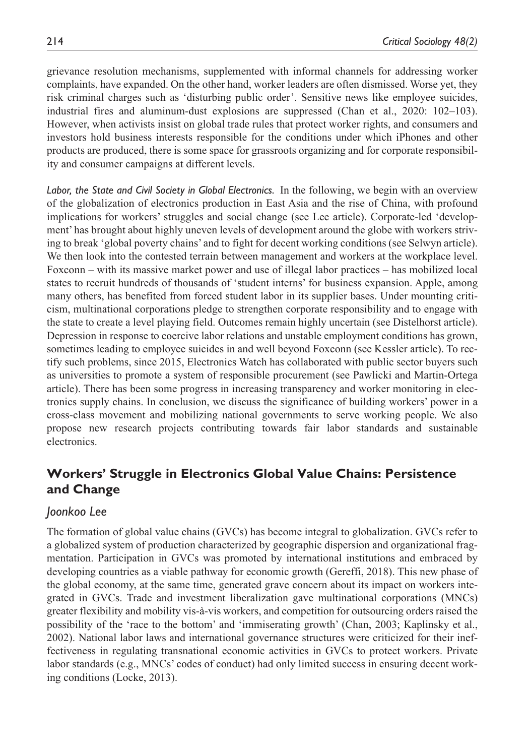grievance resolution mechanisms, supplemented with informal channels for addressing worker complaints, have expanded. On the other hand, worker leaders are often dismissed. Worse yet, they risk criminal charges such as 'disturbing public order'. Sensitive news like employee suicides, industrial fires and aluminum-dust explosions are suppressed (Chan et al., 2020: 102–103). However, when activists insist on global trade rules that protect worker rights, and consumers and investors hold business interests responsible for the conditions under which iPhones and other products are produced, there is some space for grassroots organizing and for corporate responsibility and consumer campaigns at different levels.

*Labor, the State and Civil Society in Global Electronics.* In the following, we begin with an overview of the globalization of electronics production in East Asia and the rise of China, with profound implications for workers' struggles and social change (see Lee article). Corporate-led 'development' has brought about highly uneven levels of development around the globe with workers striving to break 'global poverty chains' and to fight for decent working conditions (see Selwyn article). We then look into the contested terrain between management and workers at the workplace level. Foxconn – with its massive market power and use of illegal labor practices – has mobilized local states to recruit hundreds of thousands of 'student interns' for business expansion. Apple, among many others, has benefited from forced student labor in its supplier bases. Under mounting criticism, multinational corporations pledge to strengthen corporate responsibility and to engage with the state to create a level playing field. Outcomes remain highly uncertain (see Distelhorst article). Depression in response to coercive labor relations and unstable employment conditions has grown, sometimes leading to employee suicides in and well beyond Foxconn (see Kessler article). To rectify such problems, since 2015, Electronics Watch has collaborated with public sector buyers such as universities to promote a system of responsible procurement (see Pawlicki and Martin-Ortega article). There has been some progress in increasing transparency and worker monitoring in electronics supply chains. In conclusion, we discuss the significance of building workers' power in a cross-class movement and mobilizing national governments to serve working people. We also propose new research projects contributing towards fair labor standards and sustainable electronics.

## Workers' Struggle in Electronics Global Value Chains: Persistence and Change

*Joonkoo Lee*

The formation of global value chains (GVCs) has become integral to globalization. GVCs refer to a globalized system of production characterized by geographic dispersion and organizational fragmentation. Participation in GVCs was promoted by international institutions and embraced by developing countries as a viable pathway for economic growth (Gereffi, 2018). This new phase of the global economy, at the same time, generated grave concern about its impact on workers integrated in GVCs. Trade and investment liberalization gave multinational corporations (MNCs) greater flexibility and mobility vis-à-vis workers, and competition for outsourcing orders raised the possibility of the 'race to the bottom' and 'immiserating growth' (Chan, 2003; Kaplinsky et al., 2002). National labor laws and international governance structures were criticized for their ineffectiveness in regulating transnational economic activities in GVCs to protect workers. Private labor standards (e.g., MNCs' codes of conduct) had only limited success in ensuring decent working conditions (Locke, 2013).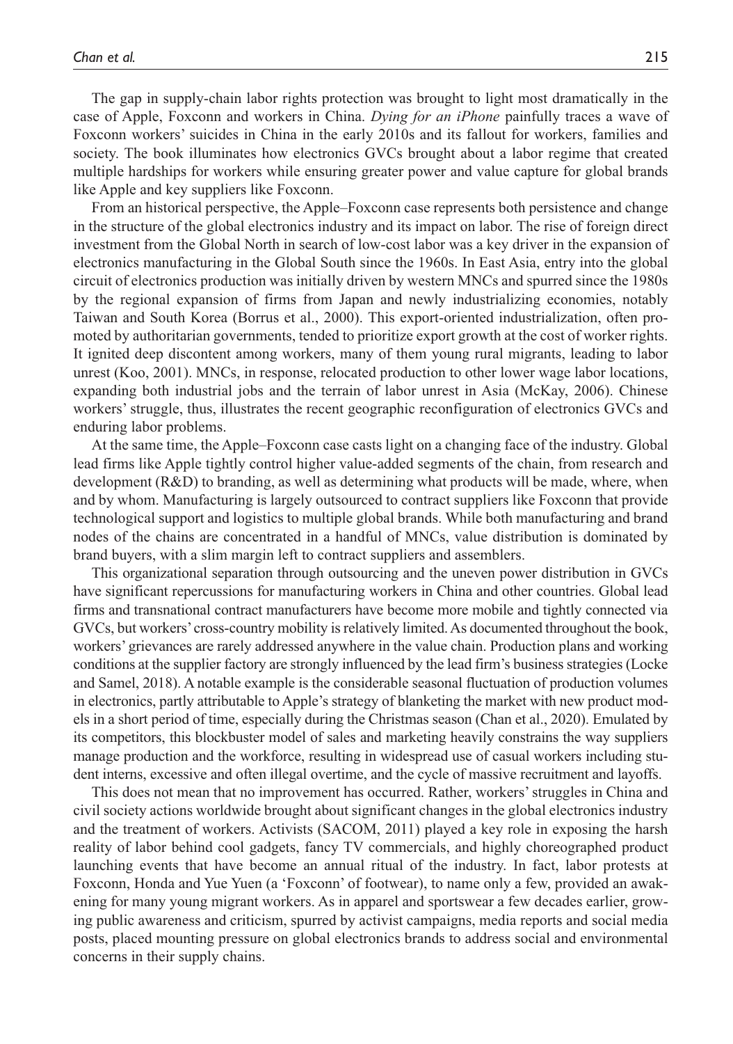The gap in supply-chain labor rights protection was brought to light most dramatically in the case of Apple, Foxconn and workers in China. *Dying for an iPhone* painfully traces a wave of Foxconn workers' suicides in China in the early 2010s and its fallout for workers, families and society. The book illuminates how electronics GVCs brought about a labor regime that created multiple hardships for workers while ensuring greater power and value capture for global brands like Apple and key suppliers like Foxconn.

From an historical perspective, the Apple–Foxconn case represents both persistence and change in the structure of the global electronics industry and its impact on labor. The rise of foreign direct investment from the Global North in search of low-cost labor was a key driver in the expansion of electronics manufacturing in the Global South since the 1960s. In East Asia, entry into the global circuit of electronics production was initially driven by western MNCs and spurred since the 1980s by the regional expansion of firms from Japan and newly industrializing economies, notably Taiwan and South Korea (Borrus et al., 2000). This export-oriented industrialization, often promoted by authoritarian governments, tended to prioritize export growth at the cost of worker rights. It ignited deep discontent among workers, many of them young rural migrants, leading to labor unrest (Koo, 2001). MNCs, in response, relocated production to other lower wage labor locations, expanding both industrial jobs and the terrain of labor unrest in Asia (McKay, 2006). Chinese workers' struggle, thus, illustrates the recent geographic reconfiguration of electronics GVCs and enduring labor problems.

At the same time, the Apple–Foxconn case casts light on a changing face of the industry. Global lead firms like Apple tightly control higher value-added segments of the chain, from research and development (R&D) to branding, as well as determining what products will be made, where, when and by whom. Manufacturing is largely outsourced to contract suppliers like Foxconn that provide technological support and logistics to multiple global brands. While both manufacturing and brand nodes of the chains are concentrated in a handful of MNCs, value distribution is dominated by brand buyers, with a slim margin left to contract suppliers and assemblers.

This organizational separation through outsourcing and the uneven power distribution in GVCs have significant repercussions for manufacturing workers in China and other countries. Global lead firms and transnational contract manufacturers have become more mobile and tightly connected via GVCs, but workers' cross-country mobility is relatively limited. As documented throughout the book, workers' grievances are rarely addressed anywhere in the value chain. Production plans and working conditions at the supplier factory are strongly influenced by the lead firm's business strategies (Locke and Samel, 2018). A notable example is the considerable seasonal fluctuation of production volumes in electronics, partly attributable to Apple's strategy of blanketing the market with new product models in a short period of time, especially during the Christmas season (Chan et al., 2020). Emulated by its competitors, this blockbuster model of sales and marketing heavily constrains the way suppliers manage production and the workforce, resulting in widespread use of casual workers including student interns, excessive and often illegal overtime, and the cycle of massive recruitment and layoffs.

This does not mean that no improvement has occurred. Rather, workers' struggles in China and civil society actions worldwide brought about significant changes in the global electronics industry and the treatment of workers. Activists (SACOM, 2011) played a key role in exposing the harsh reality of labor behind cool gadgets, fancy TV commercials, and highly choreographed product launching events that have become an annual ritual of the industry. In fact, labor protests at Foxconn, Honda and Yue Yuen (a 'Foxconn' of footwear), to name only a few, provided an awakening for many young migrant workers. As in apparel and sportswear a few decades earlier, growing public awareness and criticism, spurred by activist campaigns, media reports and social media posts, placed mounting pressure on global electronics brands to address social and environmental concerns in their supply chains.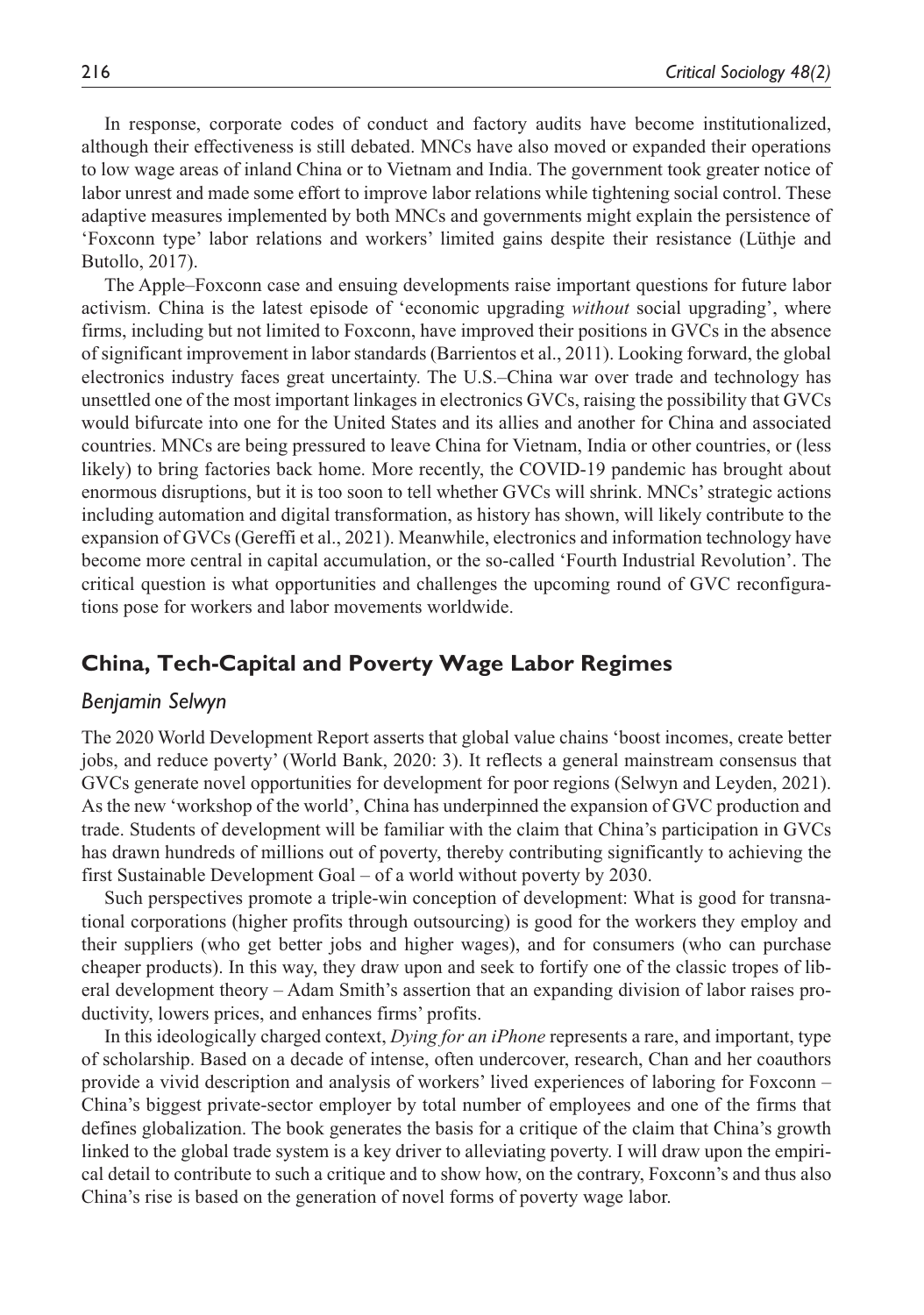In response, corporate codes of conduct and factory audits have become institutionalized, although their effectiveness is still debated. MNCs have also moved or expanded their operations to low wage areas of inland China or to Vietnam and India. The government took greater notice of labor unrest and made some effort to improve labor relations while tightening social control. These adaptive measures implemented by both MNCs and governments might explain the persistence of 'Foxconn type' labor relations and workers' limited gains despite their resistance (Lüthje and Butollo, 2017).

The Apple–Foxconn case and ensuing developments raise important questions for future labor activism. China is the latest episode of 'economic upgrading *without* social upgrading', where firms, including but not limited to Foxconn, have improved their positions in GVCs in the absence of significant improvement in labor standards (Barrientos et al., 2011). Looking forward, the global electronics industry faces great uncertainty. The U.S.–China war over trade and technology has unsettled one of the most important linkages in electronics GVCs, raising the possibility that GVCs would bifurcate into one for the United States and its allies and another for China and associated countries. MNCs are being pressured to leave China for Vietnam, India or other countries, or (less likely) to bring factories back home. More recently, the COVID-19 pandemic has brought about enormous disruptions, but it is too soon to tell whether GVCs will shrink. MNCs' strategic actions including automation and digital transformation, as history has shown, will likely contribute to the expansion of GVCs (Gereffi et al., 2021). Meanwhile, electronics and information technology have become more central in capital accumulation, or the so-called 'Fourth Industrial Revolution'. The critical question is what opportunities and challenges the upcoming round of GVC reconfigurations pose for workers and labor movements worldwide.

## China, Tech-Capital and Poverty Wage Labor Regimes

### *Benjamin Selwyn*

The 2020 World Development Report asserts that global value chains 'boost incomes, create better jobs, and reduce poverty' (World Bank, 2020: 3). It reflects a general mainstream consensus that GVCs generate novel opportunities for development for poor regions (Selwyn and Leyden, 2021). As the new 'workshop of the world', China has underpinned the expansion of GVC production and trade. Students of development will be familiar with the claim that China's participation in GVCs has drawn hundreds of millions out of poverty, thereby contributing significantly to achieving the first Sustainable Development Goal – of a world without poverty by 2030.

Such perspectives promote a triple-win conception of development: What is good for transnational corporations (higher profits through outsourcing) is good for the workers they employ and their suppliers (who get better jobs and higher wages), and for consumers (who can purchase cheaper products). In this way, they draw upon and seek to fortify one of the classic tropes of liberal development theory – Adam Smith's assertion that an expanding division of labor raises productivity, lowers prices, and enhances firms' profits.

In this ideologically charged context, *Dying for an iPhone* represents a rare, and important, type of scholarship. Based on a decade of intense, often undercover, research, Chan and her coauthors provide a vivid description and analysis of workers' lived experiences of laboring for Foxconn – China's biggest private-sector employer by total number of employees and one of the firms that defines globalization. The book generates the basis for a critique of the claim that China's growth linked to the global trade system is a key driver to alleviating poverty. I will draw upon the empirical detail to contribute to such a critique and to show how, on the contrary, Foxconn's and thus also China's rise is based on the generation of novel forms of poverty wage labor.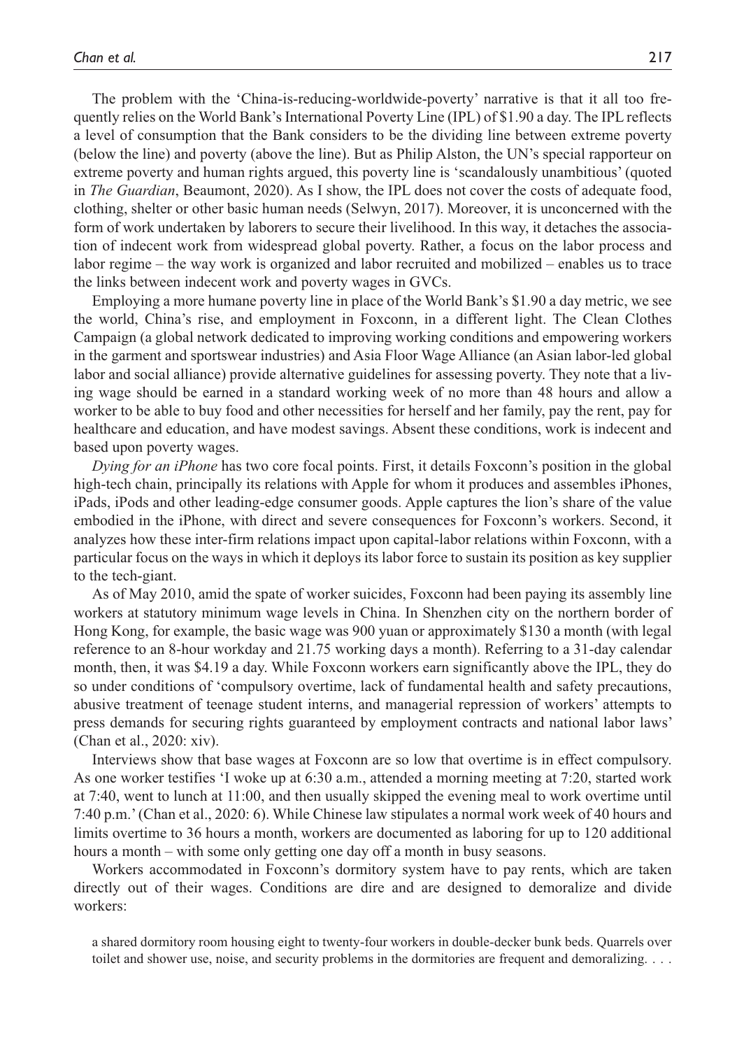The problem with the 'China-is-reducing-worldwide-poverty' narrative is that it all too frequently relies on the World Bank's International Poverty Line (IPL) of $1.90 a day. The IPL reflects a level of consumption that the Bank considers to be the dividing line between extreme poverty (below the line) and poverty (above the line). But as Philip Alston, the UN's special rapporteur on extreme poverty and human rights argued, this poverty line is 'scandalously unambitious' (quoted in *The Guardian*, Beaumont, 2020). As I show, the IPL does not cover the costs of adequate food, clothing, shelter or other basic human needs (Selwyn, 2017). Moreover, it is unconcerned with the form of work undertaken by laborers to secure their livelihood. In this way, it detaches the association of indecent work from widespread global poverty. Rather, a focus on the labor process and labor regime – the way work is organized and labor recruited and mobilized – enables us to trace the links between indecent work and poverty wages in GVCs.

Employing a more humane poverty line in place of the World Bank's $1.90 a day metric, we see the world, China's rise, and employment in Foxconn, in a different light. The Clean Clothes Campaign (a global network dedicated to improving working conditions and empowering workers in the garment and sportswear industries) and Asia Floor Wage Alliance (an Asian labor-led global labor and social alliance) provide alternative guidelines for assessing poverty. They note that a living wage should be earned in a standard working week of no more than 48 hours and allow a worker to be able to buy food and other necessities for herself and her family, pay the rent, pay for healthcare and education, and have modest savings. Absent these conditions, work is indecent and based upon poverty wages.

*Dying for an iPhone* has two core focal points. First, it details Foxconn's position in the global high-tech chain, principally its relations with Apple for whom it produces and assembles iPhones, iPads, iPods and other leading-edge consumer goods. Apple captures the lion's share of the value embodied in the iPhone, with direct and severe consequences for Foxconn's workers. Second, it analyzes how these inter-firm relations impact upon capital-labor relations within Foxconn, with a particular focus on the ways in which it deploys its labor force to sustain its position as key supplier to the tech-giant.

As of May 2010, amid the spate of worker suicides, Foxconn had been paying its assembly line workers at statutory minimum wage levels in China. In Shenzhen city on the northern border of Hong Kong, for example, the basic wage was 900 yuan or approximately $130 a month (with legal reference to an 8-hour workday and 21.75 working days a month). Referring to a 31-day calendar month, then, it was $4.19 a day. While Foxconn workers earn significantly above the IPL, they do so under conditions of 'compulsory overtime, lack of fundamental health and safety precautions, abusive treatment of teenage student interns, and managerial repression of workers' attempts to press demands for securing rights guaranteed by employment contracts and national labor laws' (Chan et al., 2020: xiv).

Interviews show that base wages at Foxconn are so low that overtime is in effect compulsory. As one worker testifies 'I woke up at 6:30 a.m., attended a morning meeting at 7:20, started work at 7:40, went to lunch at 11:00, and then usually skipped the evening meal to work overtime until 7:40 p.m.' (Chan et al., 2020: 6). While Chinese law stipulates a normal work week of 40 hours and limits overtime to 36 hours a month, workers are documented as laboring for up to 120 additional hours a month – with some only getting one day off a month in busy seasons.

Workers accommodated in Foxconn's dormitory system have to pay rents, which are taken directly out of their wages. Conditions are dire and are designed to demoralize and divide workers:

> a shared dormitory room housing eight to twenty-four workers in double-decker bunk beds. Quarrels over toilet and shower use, noise, and security problems in the dormitories are frequent and demoralizing. . . .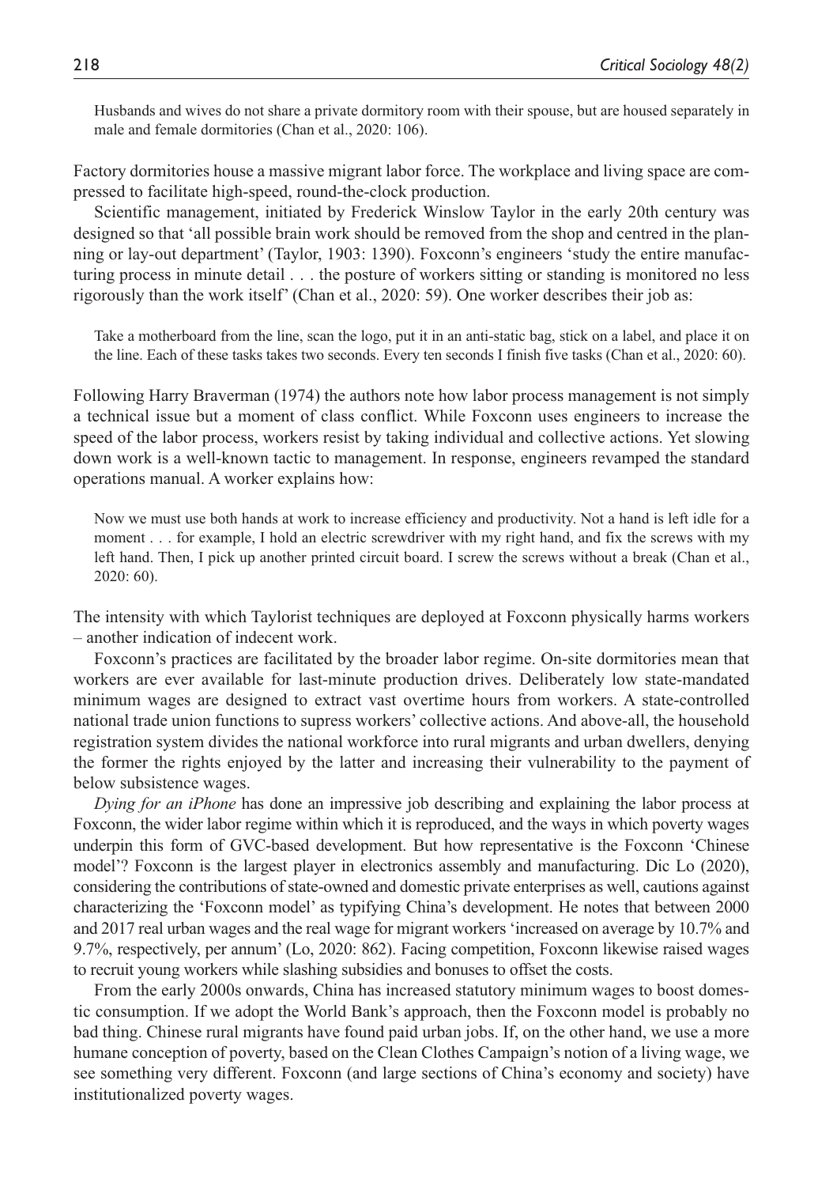> Husbands and wives do not share a private dormitory room with their spouse, but are housed separately in male and female dormitories (Chan et al., 2020: 106).

Factory dormitories house a massive migrant labor force. The workplace and living space are compressed to facilitate high-speed, round-the-clock production.

Scientific management, initiated by Frederick Winslow Taylor in the early 20th century was designed so that 'all possible brain work should be removed from the shop and centred in the planning or lay-out department' (Taylor, 1903: 1390). Foxconn's engineers 'study the entire manufacturing process in minute detail . . . the posture of workers sitting or standing is monitored no less rigorously than the work itself' (Chan et al., 2020: 59). One worker describes their job as:

> Take a motherboard from the line, scan the logo, put it in an anti-static bag, stick on a label, and place it on the line. Each of these tasks takes two seconds. Every ten seconds I finish five tasks (Chan et al., 2020: 60).

Following Harry Braverman (1974) the authors note how labor process management is not simply a technical issue but a moment of class conflict. While Foxconn uses engineers to increase the speed of the labor process, workers resist by taking individual and collective actions. Yet slowing down work is a well-known tactic to management. In response, engineers revamped the standard operations manual. A worker explains how:

> Now we must use both hands at work to increase efficiency and productivity. Not a hand is left idle for a moment . . . for example, I hold an electric screwdriver with my right hand, and fix the screws with my left hand. Then, I pick up another printed circuit board. I screw the screws without a break (Chan et al., 2020: 60).

The intensity with which Taylorist techniques are deployed at Foxconn physically harms workers – another indication of indecent work.

Foxconn's practices are facilitated by the broader labor regime. On-site dormitories mean that workers are ever available for last-minute production drives. Deliberately low state-mandated minimum wages are designed to extract vast overtime hours from workers. A state-controlled national trade union functions to supress workers' collective actions. And above-all, the household registration system divides the national workforce into rural migrants and urban dwellers, denying the former the rights enjoyed by the latter and increasing their vulnerability to the payment of below subsistence wages.

*Dying for an iPhone* has done an impressive job describing and explaining the labor process at Foxconn, the wider labor regime within which it is reproduced, and the ways in which poverty wages underpin this form of GVC-based development. But how representative is the Foxconn 'Chinese model'? Foxconn is the largest player in electronics assembly and manufacturing. Dic Lo (2020), considering the contributions of state-owned and domestic private enterprises as well, cautions against characterizing the 'Foxconn model' as typifying China's development. He notes that between 2000 and 2017 real urban wages and the real wage for migrant workers 'increased on average by 10.7% and 9.7%, respectively, per annum' (Lo, 2020: 862). Facing competition, Foxconn likewise raised wages to recruit young workers while slashing subsidies and bonuses to offset the costs.

From the early 2000s onwards, China has increased statutory minimum wages to boost domestic consumption. If we adopt the World Bank's approach, then the Foxconn model is probably no bad thing. Chinese rural migrants have found paid urban jobs. If, on the other hand, we use a more humane conception of poverty, based on the Clean Clothes Campaign's notion of a living wage, we see something very different. Foxconn (and large sections of China's economy and society) have institutionalized poverty wages.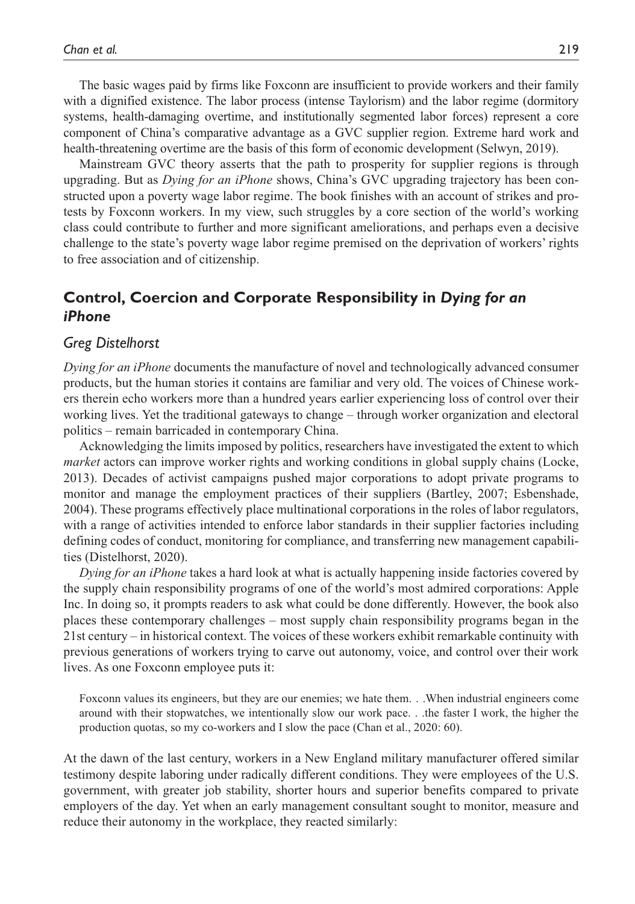The basic wages paid by firms like Foxconn are insufficient to provide workers and their family with a dignified existence. The labor process (intense Taylorism) and the labor regime (dormitory systems, health-damaging overtime, and institutionally segmented labor forces) represent a core component of China's comparative advantage as a GVC supplier region. Extreme hard work and health-threatening overtime are the basis of this form of economic development (Selwyn, 2019).

Mainstream GVC theory asserts that the path to prosperity for supplier regions is through upgrading. But as *Dying for an iPhone* shows, China's GVC upgrading trajectory has been constructed upon a poverty wage labor regime. The book finishes with an account of strikes and protests by Foxconn workers. In my view, such struggles by a core section of the world's working class could contribute to further and more significant ameliorations, and perhaps even a decisive challenge to the state's poverty wage labor regime premised on the deprivation of workers' rights to free association and of citizenship.

## Control, Coercion and Corporate Responsibility in *Dying for an iPhone*

### *Greg Distelhorst*

*Dying for an iPhone* documents the manufacture of novel and technologically advanced consumer products, but the human stories it contains are familiar and very old. The voices of Chinese workers therein echo workers more than a hundred years earlier experiencing loss of control over their working lives. Yet the traditional gateways to change – through worker organization and electoral politics – remain barricaded in contemporary China.

Acknowledging the limits imposed by politics, researchers have investigated the extent to which *market* actors can improve worker rights and working conditions in global supply chains (Locke, 2013). Decades of activist campaigns pushed major corporations to adopt private programs to monitor and manage the employment practices of their suppliers (Bartley, 2007; Esbenshade, 2004). These programs effectively place multinational corporations in the roles of labor regulators, with a range of activities intended to enforce labor standards in their supplier factories including defining codes of conduct, monitoring for compliance, and transferring new management capabilities (Distelhorst, 2020).

*Dying for an iPhone* takes a hard look at what is actually happening inside factories covered by the supply chain responsibility programs of one of the world's most admired corporations: Apple Inc. In doing so, it prompts readers to ask what could be done differently. However, the book also places these contemporary challenges – most supply chain responsibility programs began in the 21st century – in historical context. The voices of these workers exhibit remarkable continuity with previous generations of workers trying to carve out autonomy, voice, and control over their work lives. As one Foxconn employee puts it:

> Foxconn values its engineers, but they are our enemies; we hate them. . .When industrial engineers come around with their stopwatches, we intentionally slow our work pace. . .the faster I work, the higher the production quotas, so my co-workers and I slow the pace (Chan et al., 2020: 60).

At the dawn of the last century, workers in a New England military manufacturer offered similar testimony despite laboring under radically different conditions. They were employees of the U.S. government, with greater job stability, shorter hours and superior benefits compared to private employers of the day. Yet when an early management consultant sought to monitor, measure and reduce their autonomy in the workplace, they reacted similarly: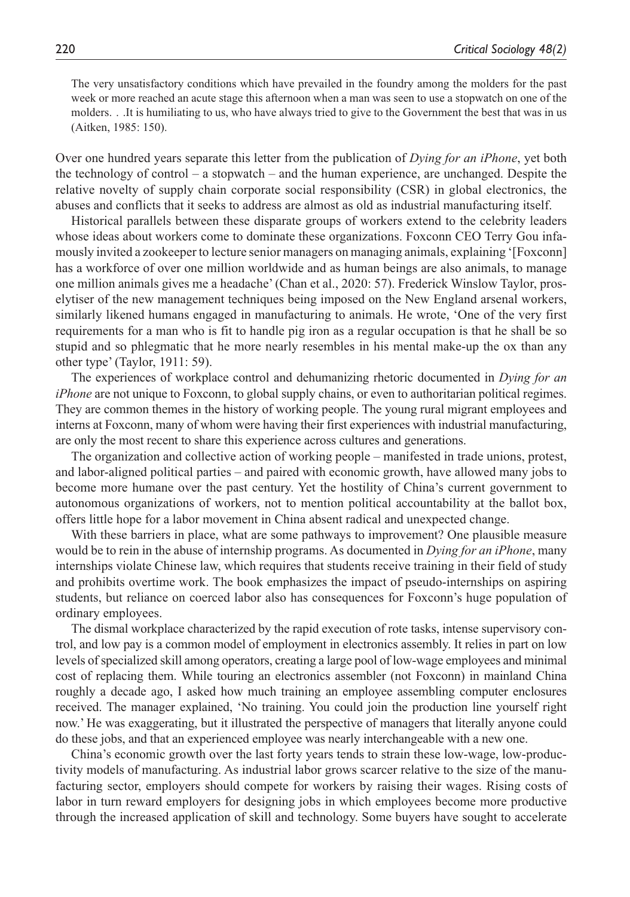> The very unsatisfactory conditions which have prevailed in the foundry among the molders for the past week or more reached an acute stage this afternoon when a man was seen to use a stopwatch on one of the molders. . .It is humiliating to us, who have always tried to give to the Government the best that was in us (Aitken, 1985: 150).

Over one hundred years separate this letter from the publication of *Dying for an iPhone*, yet both the technology of control – a stopwatch – and the human experience, are unchanged. Despite the relative novelty of supply chain corporate social responsibility (CSR) in global electronics, the abuses and conflicts that it seeks to address are almost as old as industrial manufacturing itself.

Historical parallels between these disparate groups of workers extend to the celebrity leaders whose ideas about workers come to dominate these organizations. Foxconn CEO Terry Gou infamously invited a zookeeper to lecture senior managers on managing animals, explaining '[Foxconn] has a workforce of over one million worldwide and as human beings are also animals, to manage one million animals gives me a headache' (Chan et al., 2020: 57). Frederick Winslow Taylor, proselytiser of the new management techniques being imposed on the New England arsenal workers, similarly likened humans engaged in manufacturing to animals. He wrote, 'One of the very first requirements for a man who is fit to handle pig iron as a regular occupation is that he shall be so stupid and so phlegmatic that he more nearly resembles in his mental make-up the ox than any other type' (Taylor, 1911: 59).

The experiences of workplace control and dehumanizing rhetoric documented in *Dying for an iPhone* are not unique to Foxconn, to global supply chains, or even to authoritarian political regimes. They are common themes in the history of working people. The young rural migrant employees and interns at Foxconn, many of whom were having their first experiences with industrial manufacturing, are only the most recent to share this experience across cultures and generations.

The organization and collective action of working people – manifested in trade unions, protest, and labor-aligned political parties – and paired with economic growth, have allowed many jobs to become more humane over the past century. Yet the hostility of China's current government to autonomous organizations of workers, not to mention political accountability at the ballot box, offers little hope for a labor movement in China absent radical and unexpected change.

With these barriers in place, what are some pathways to improvement? One plausible measure would be to rein in the abuse of internship programs. As documented in *Dying for an iPhone*, many internships violate Chinese law, which requires that students receive training in their field of study and prohibits overtime work. The book emphasizes the impact of pseudo-internships on aspiring students, but reliance on coerced labor also has consequences for Foxconn's huge population of ordinary employees.

The dismal workplace characterized by the rapid execution of rote tasks, intense supervisory control, and low pay is a common model of employment in electronics assembly. It relies in part on low levels of specialized skill among operators, creating a large pool of low-wage employees and minimal cost of replacing them. While touring an electronics assembler (not Foxconn) in mainland China roughly a decade ago, I asked how much training an employee assembling computer enclosures received. The manager explained, 'No training. You could join the production line yourself right now.' He was exaggerating, but it illustrated the perspective of managers that literally anyone could do these jobs, and that an experienced employee was nearly interchangeable with a new one.

China's economic growth over the last forty years tends to strain these low-wage, low-productivity models of manufacturing. As industrial labor grows scarcer relative to the size of the manufacturing sector, employers should compete for workers by raising their wages. Rising costs of labor in turn reward employers for designing jobs in which employees become more productive through the increased application of skill and technology. Some buyers have sought to accelerate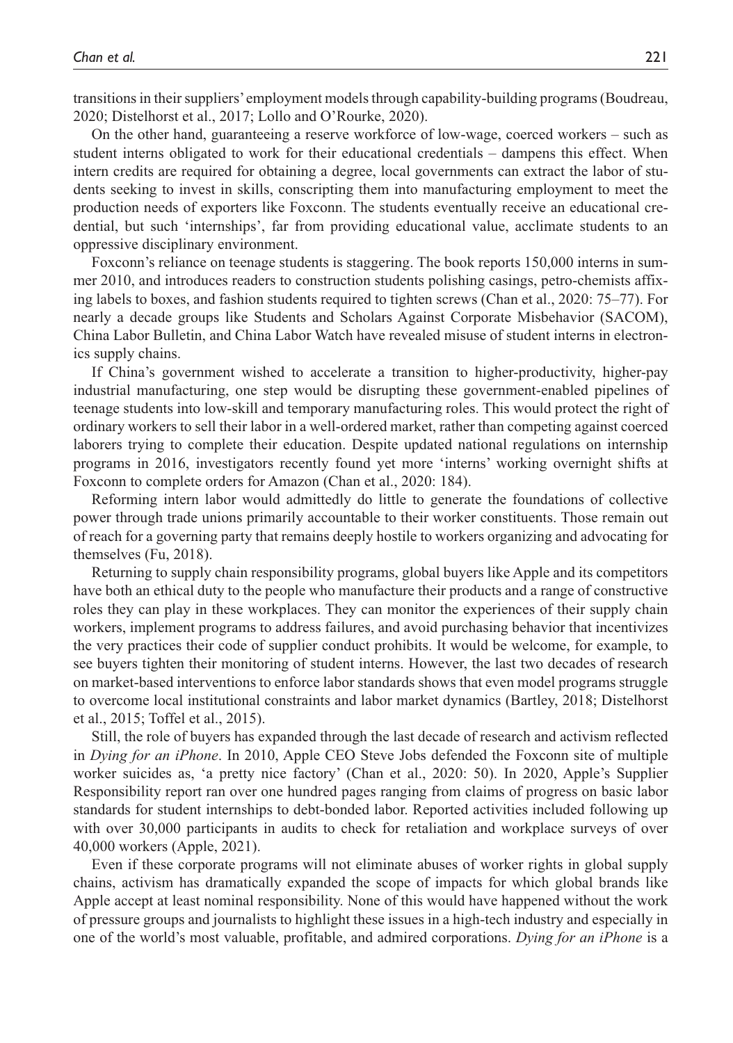transitions in their suppliers' employment models through capability-building programs (Boudreau, 2020; Distelhorst et al., 2017; Lollo and O'Rourke, 2020).

On the other hand, guaranteeing a reserve workforce of low-wage, coerced workers – such as student interns obligated to work for their educational credentials – dampens this effect. When intern credits are required for obtaining a degree, local governments can extract the labor of students seeking to invest in skills, conscripting them into manufacturing employment to meet the production needs of exporters like Foxconn. The students eventually receive an educational credential, but such 'internships', far from providing educational value, acclimate students to an oppressive disciplinary environment.

Foxconn's reliance on teenage students is staggering. The book reports 150,000 interns in summer 2010, and introduces readers to construction students polishing casings, petro-chemists affixing labels to boxes, and fashion students required to tighten screws (Chan et al., 2020: 75–77). For nearly a decade groups like Students and Scholars Against Corporate Misbehavior (SACOM), China Labor Bulletin, and China Labor Watch have revealed misuse of student interns in electronics supply chains.

If China's government wished to accelerate a transition to higher-productivity, higher-pay industrial manufacturing, one step would be disrupting these government-enabled pipelines of teenage students into low-skill and temporary manufacturing roles. This would protect the right of ordinary workers to sell their labor in a well-ordered market, rather than competing against coerced laborers trying to complete their education. Despite updated national regulations on internship programs in 2016, investigators recently found yet more 'interns' working overnight shifts at Foxconn to complete orders for Amazon (Chan et al., 2020: 184).

Reforming intern labor would admittedly do little to generate the foundations of collective power through trade unions primarily accountable to their worker constituents. Those remain out of reach for a governing party that remains deeply hostile to workers organizing and advocating for themselves (Fu, 2018).

Returning to supply chain responsibility programs, global buyers like Apple and its competitors have both an ethical duty to the people who manufacture their products and a range of constructive roles they can play in these workplaces. They can monitor the experiences of their supply chain workers, implement programs to address failures, and avoid purchasing behavior that incentivizes the very practices their code of supplier conduct prohibits. It would be welcome, for example, to see buyers tighten their monitoring of student interns. However, the last two decades of research on market-based interventions to enforce labor standards shows that even model programs struggle to overcome local institutional constraints and labor market dynamics (Bartley, 2018; Distelhorst et al., 2015; Toffel et al., 2015).

Still, the role of buyers has expanded through the last decade of research and activism reflected in *Dying for an iPhone*. In 2010, Apple CEO Steve Jobs defended the Foxconn site of multiple worker suicides as, 'a pretty nice factory' (Chan et al., 2020: 50). In 2020, Apple's Supplier Responsibility report ran over one hundred pages ranging from claims of progress on basic labor standards for student internships to debt-bonded labor. Reported activities included following up with over 30,000 participants in audits to check for retaliation and workplace surveys of over 40,000 workers (Apple, 2021).

Even if these corporate programs will not eliminate abuses of worker rights in global supply chains, activism has dramatically expanded the scope of impacts for which global brands like Apple accept at least nominal responsibility. None of this would have happened without the work of pressure groups and journalists to highlight these issues in a high-tech industry and especially in one of the world's most valuable, profitable, and admired corporations. *Dying for an iPhone* is a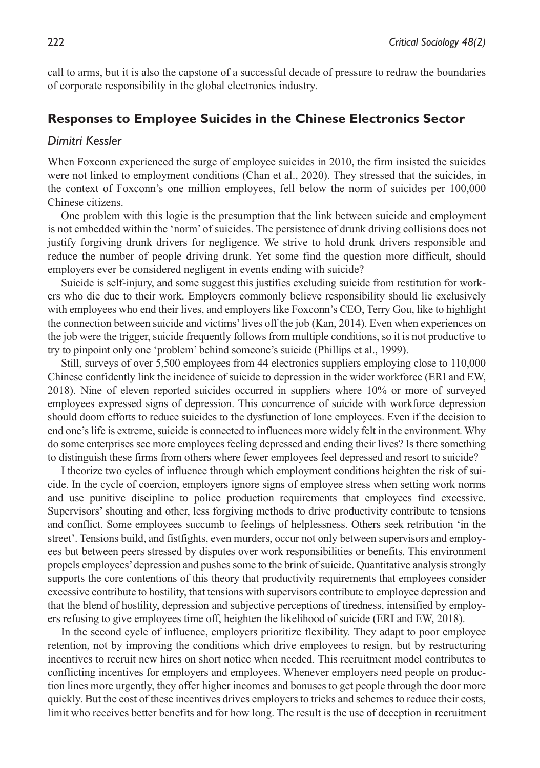call to arms, but it is also the capstone of a successful decade of pressure to redraw the boundaries of corporate responsibility in the global electronics industry.

## Responses to Employee Suicides in the Chinese Electronics Sector

*Dimitri Kessler*

When Foxconn experienced the surge of employee suicides in 2010, the firm insisted the suicides were not linked to employment conditions (Chan et al., 2020). They stressed that the suicides, in the context of Foxconn's one million employees, fell below the norm of suicides per 100,000 Chinese citizens.

One problem with this logic is the presumption that the link between suicide and employment is not embedded within the 'norm' of suicides. The persistence of drunk driving collisions does not justify forgiving drunk drivers for negligence. We strive to hold drunk drivers responsible and reduce the number of people driving drunk. Yet some find the question more difficult, should employers ever be considered negligent in events ending with suicide?

Suicide is self-injury, and some suggest this justifies excluding suicide from restitution for workers who die due to their work. Employers commonly believe responsibility should lie exclusively with employees who end their lives, and employers like Foxconn's CEO, Terry Gou, like to highlight the connection between suicide and victims' lives off the job (Kan, 2014). Even when experiences on the job were the trigger, suicide frequently follows from multiple conditions, so it is not productive to try to pinpoint only one 'problem' behind someone's suicide (Phillips et al., 1999).

Still, surveys of over 5,500 employees from 44 electronics suppliers employing close to 110,000 Chinese confidently link the incidence of suicide to depression in the wider workforce (ERI and EW, 2018). Nine of eleven reported suicides occurred in suppliers where 10% or more of surveyed employees expressed signs of depression. This concurrence of suicide with workforce depression should doom efforts to reduce suicides to the dysfunction of lone employees. Even if the decision to end one's life is extreme, suicide is connected to influences more widely felt in the environment. Why do some enterprises see more employees feeling depressed and ending their lives? Is there something to distinguish these firms from others where fewer employees feel depressed and resort to suicide?

I theorize two cycles of influence through which employment conditions heighten the risk of suicide. In the cycle of coercion, employers ignore signs of employee stress when setting work norms and use punitive discipline to police production requirements that employees find excessive. Supervisors' shouting and other, less forgiving methods to drive productivity contribute to tensions and conflict. Some employees succumb to feelings of helplessness. Others seek retribution 'in the street'. Tensions build, and fistfights, even murders, occur not only between supervisors and employees but between peers stressed by disputes over work responsibilities or benefits. This environment propels employees' depression and pushes some to the brink of suicide. Quantitative analysis strongly supports the core contentions of this theory that productivity requirements that employees consider excessive contribute to hostility, that tensions with supervisors contribute to employee depression and that the blend of hostility, depression and subjective perceptions of tiredness, intensified by employers refusing to give employees time off, heighten the likelihood of suicide (ERI and EW, 2018).

In the second cycle of influence, employers prioritize flexibility. They adapt to poor employee retention, not by improving the conditions which drive employees to resign, but by restructuring incentives to recruit new hires on short notice when needed. This recruitment model contributes to conflicting incentives for employers and employees. Whenever employers need people on production lines more urgently, they offer higher incomes and bonuses to get people through the door more quickly. But the cost of these incentives drives employers to tricks and schemes to reduce their costs, limit who receives better benefits and for how long. The result is the use of deception in recruitment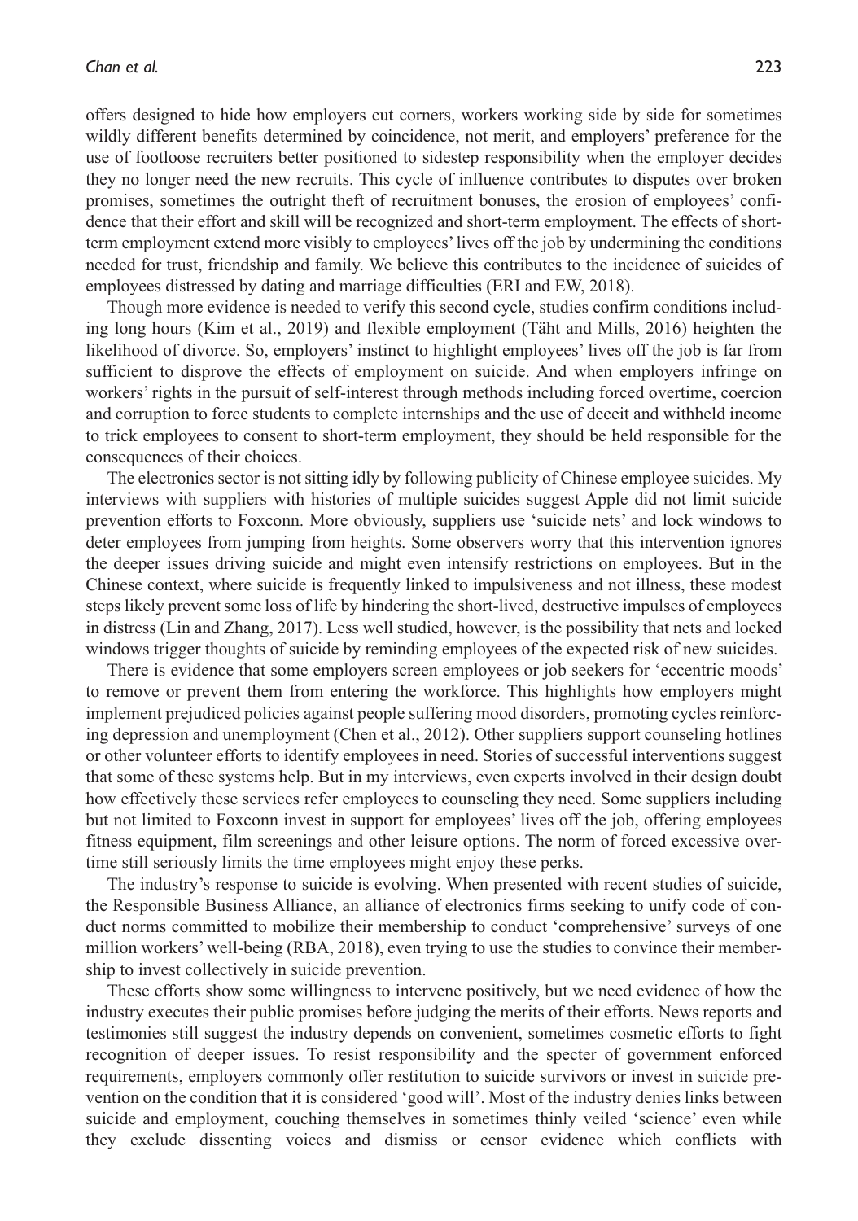offers designed to hide how employers cut corners, workers working side by side for sometimes wildly different benefits determined by coincidence, not merit, and employers' preference for the use of footloose recruiters better positioned to sidestep responsibility when the employer decides they no longer need the new recruits. This cycle of influence contributes to disputes over broken promises, sometimes the outright theft of recruitment bonuses, the erosion of employees' confidence that their effort and skill will be recognized and short-term employment. The effects of short-term employment extend more visibly to employees' lives off the job by undermining the conditions needed for trust, friendship and family. We believe this contributes to the incidence of suicides of employees distressed by dating and marriage difficulties (ERI and EW, 2018).

Though more evidence is needed to verify this second cycle, studies confirm conditions including long hours (Kim et al., 2019) and flexible employment (Täht and Mills, 2016) heighten the likelihood of divorce. So, employers' instinct to highlight employees' lives off the job is far from sufficient to disprove the effects of employment on suicide. And when employers infringe on workers' rights in the pursuit of self-interest through methods including forced overtime, coercion and corruption to force students to complete internships and the use of deceit and withheld income to trick employees to consent to short-term employment, they should be held responsible for the consequences of their choices.

The electronics sector is not sitting idly by following publicity of Chinese employee suicides. My interviews with suppliers with histories of multiple suicides suggest Apple did not limit suicide prevention efforts to Foxconn. More obviously, suppliers use 'suicide nets' and lock windows to deter employees from jumping from heights. Some observers worry that this intervention ignores the deeper issues driving suicide and might even intensify restrictions on employees. But in the Chinese context, where suicide is frequently linked to impulsiveness and not illness, these modest steps likely prevent some loss of life by hindering the short-lived, destructive impulses of employees in distress (Lin and Zhang, 2017). Less well studied, however, is the possibility that nets and locked windows trigger thoughts of suicide by reminding employees of the expected risk of new suicides.

There is evidence that some employers screen employees or job seekers for 'eccentric moods' to remove or prevent them from entering the workforce. This highlights how employers might implement prejudiced policies against people suffering mood disorders, promoting cycles reinforcing depression and unemployment (Chen et al., 2012). Other suppliers support counseling hotlines or other volunteer efforts to identify employees in need. Stories of successful interventions suggest that some of these systems help. But in my interviews, even experts involved in their design doubt how effectively these services refer employees to counseling they need. Some suppliers including but not limited to Foxconn invest in support for employees' lives off the job, offering employees fitness equipment, film screenings and other leisure options. The norm of forced excessive overtime still seriously limits the time employees might enjoy these perks.

The industry's response to suicide is evolving. When presented with recent studies of suicide, the Responsible Business Alliance, an alliance of electronics firms seeking to unify code of conduct norms committed to mobilize their membership to conduct 'comprehensive' surveys of one million workers' well-being (RBA, 2018), even trying to use the studies to convince their membership to invest collectively in suicide prevention.

These efforts show some willingness to intervene positively, but we need evidence of how the industry executes their public promises before judging the merits of their efforts. News reports and testimonies still suggest the industry depends on convenient, sometimes cosmetic efforts to fight recognition of deeper issues. To resist responsibility and the specter of government enforced requirements, employers commonly offer restitution to suicide survivors or invest in suicide prevention on the condition that it is considered 'good will'. Most of the industry denies links between suicide and employment, couching themselves in sometimes thinly veiled 'science' even while they exclude dissenting voices and dismiss or censor evidence which conflicts with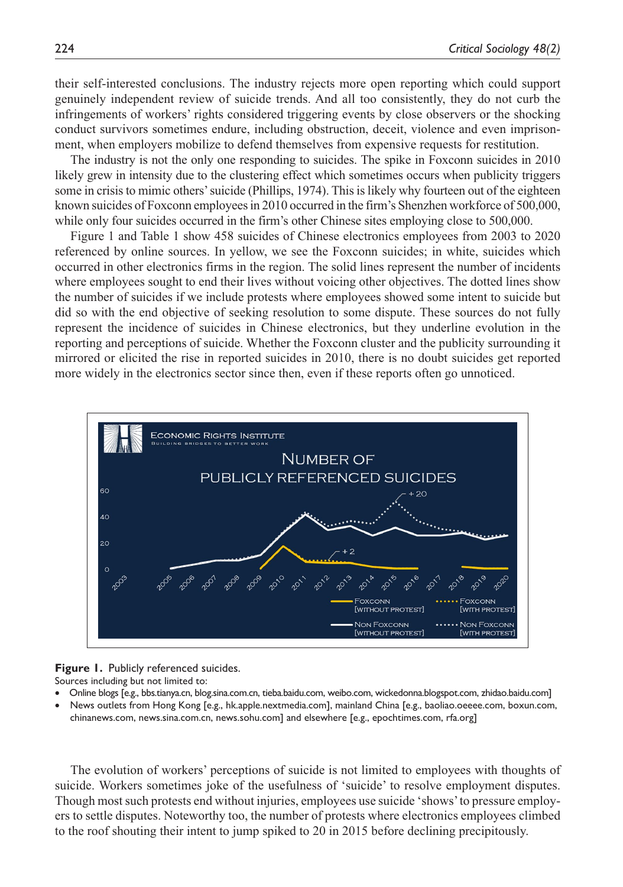their self-interested conclusions. The industry rejects more open reporting which could support genuinely independent review of suicide trends. And all too consistently, they do not curb the infringements of workers' rights considered triggering events by close observers or the shocking conduct survivors sometimes endure, including obstruction, deceit, violence and even imprisonment, when employers mobilize to defend themselves from expensive requests for restitution.

The industry is not the only one responding to suicides. The spike in Foxconn suicides in 2010 likely grew in intensity due to the clustering effect which sometimes occurs when publicity triggers some in crisis to mimic others' suicide (Phillips, 1974). This is likely why fourteen out of the eighteen known suicides of Foxconn employees in 2010 occurred in the firm's Shenzhen workforce of 500,000, while only four suicides occurred in the firm's other Chinese sites employing close to 500,000.

Figure 1 and Table 1 show 458 suicides of Chinese electronics employees from 2003 to 2020 referenced by online sources. In yellow, we see the Foxconn suicides; in white, suicides which occurred in other electronics firms in the region. The solid lines represent the number of incidents where employees sought to end their lives without voicing other objectives. The dotted lines show the number of suicides if we include protests where employees showed some intent to suicide but did so with the end objective of seeking resolution to some dispute. These sources do not fully represent the incidence of suicides in Chinese electronics, but they underline evolution in the reporting and perceptions of suicide. Whether the Foxconn cluster and the publicity surrounding it mirrored or elicited the rise in reported suicides in 2010, there is no doubt suicides get reported more widely in the electronics sector since then, even if these reports often go unnoticed.

**Figure 1.** Publicly referenced suicides.

Sources including but not limited to:

- Online blogs [e.g., bbs.tianya.cn, blog.sina.com.cn, tieba.baidu.com, weibo.com, wickedonna.blogspot.com, zhidao.baidu.com]
- News outlets from Hong Kong [e.g., hk.apple.nextmedia.com], mainland China [e.g., baoliao.oeeee.com, boxun.com, chinanews.com, news.sina.com.cn, news.sohu.com] and elsewhere [e.g., epochtimes.com, rfa.org]

The evolution of workers' perceptions of suicide is not limited to employees with thoughts of suicide. Workers sometimes joke of the usefulness of 'suicide' to resolve employment disputes. Though most such protests end without injuries, employees use suicide 'shows' to pressure employers to settle disputes. Noteworthy too, the number of protests where electronics employees climbed to the roof shouting their intent to jump spiked to 20 in 2015 before declining precipitously.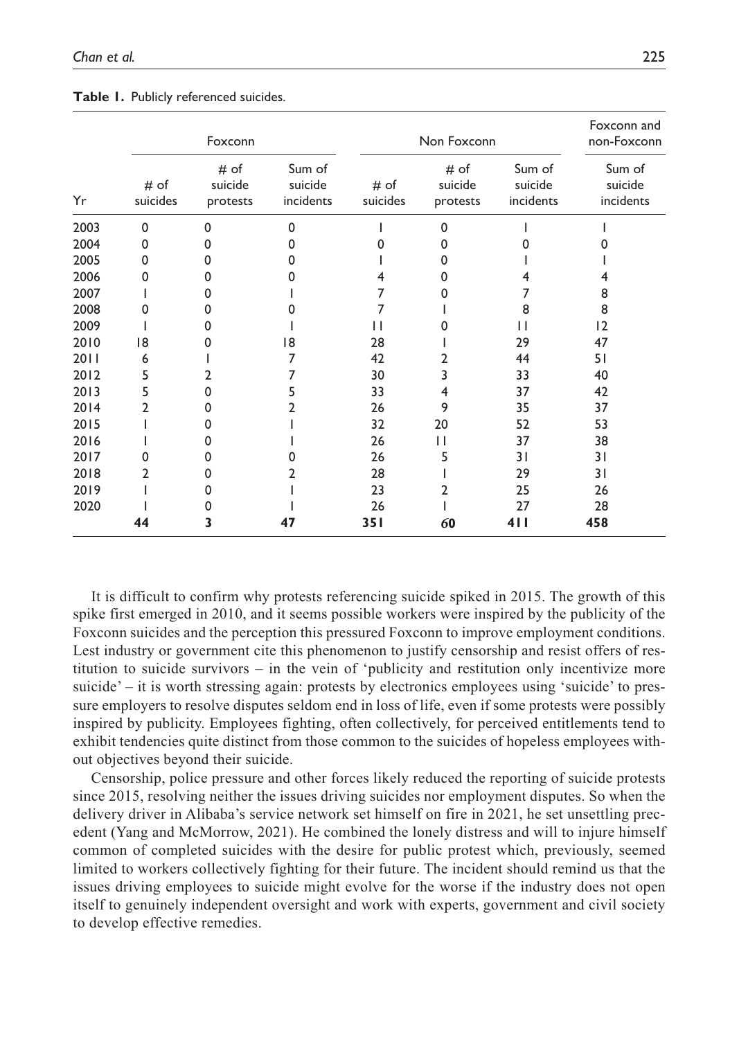**Table 1.** Publicly referenced suicides.

| | Foxconn | | | Non Foxconn | | | Foxconn and non-Foxconn |
|---|---|---|---|---|---|---|---|
| Yr | # of suicides | # of suicide protests | Sum of suicide incidents | # of suicides | # of suicide protests | Sum of suicide incidents | Sum of suicide incidents |
| 2003 | 0 | 0 | 0 | 1 | 0 | 1 | 1 |
| 2004 | 0 | 0 | 0 | 0 | 0 | 0 | 0 |
| 2005 | 0 | 0 | 0 | 1 | 0 | 1 | 1 |
| 2006 | 0 | 0 | 0 | 4 | 0 | 4 | 4 |
| 2007 | 1 | 0 | 1 | 7 | 0 | 7 | 8 |
| 2008 | 0 | 0 | 0 | 7 | 1 | 8 | 8 |
| 2009 | 1 | 0 | 1 | 11 | 0 | 11 | 12 |
| 2010 | 18 | 0 | 18 | 28 | 1 | 29 | 47 |
| 2011 | 6 | 1 | 7 | 42 | 2 | 44 | 51 |
| 2012 | 5 | 2 | 7 | 30 | 3 | 33 | 40 |
| 2013 | 5 | 0 | 5 | 33 | 4 | 37 | 42 |
| 2014 | 2 | 0 | 2 | 26 | 9 | 35 | 37 |
| 2015 | 1 | 0 | 1 | 32 | 20 | 52 | 53 |
| 2016 | 1 | 0 | 1 | 26 | 11 | 37 | 38 |
| 2017 | 0 | 0 | 0 | 26 | 5 | 31 | 31 |
| 2018 | 2 | 0 | 2 | 28 | 1 | 29 | 31 |
| 2019 | 1 | 0 | 1 | 23 | 2 | 25 | 26 |
| 2020 | 1 | 0 | 1 | 26 | 1 | 27 | 28 |
| | **44** | **3** | **47** | **351** | **60** | **411** | **458** |

It is difficult to confirm why protests referencing suicide spiked in 2015. The growth of this spike first emerged in 2010, and it seems possible workers were inspired by the publicity of the Foxconn suicides and the perception this pressured Foxconn to improve employment conditions. Lest industry or government cite this phenomenon to justify censorship and resist offers of restitution to suicide survivors – in the vein of 'publicity and restitution only incentivize more suicide' – it is worth stressing again: protests by electronics employees using 'suicide' to pressure employers to resolve disputes seldom end in loss of life, even if some protests were possibly inspired by publicity. Employees fighting, often collectively, for perceived entitlements tend to exhibit tendencies quite distinct from those common to the suicides of hopeless employees without objectives beyond their suicide.

Censorship, police pressure and other forces likely reduced the reporting of suicide protests since 2015, resolving neither the issues driving suicides nor employment disputes. So when the delivery driver in Alibaba's service network set himself on fire in 2021, he set unsettling precedent (Yang and McMorrow, 2021). He combined the lonely distress and will to injure himself common of completed suicides with the desire for public protest which, previously, seemed limited to workers collectively fighting for their future. The incident should remind us that the issues driving employees to suicide might evolve for the worse if the industry does not open itself to genuinely independent oversight and work with experts, government and civil society to develop effective remedies.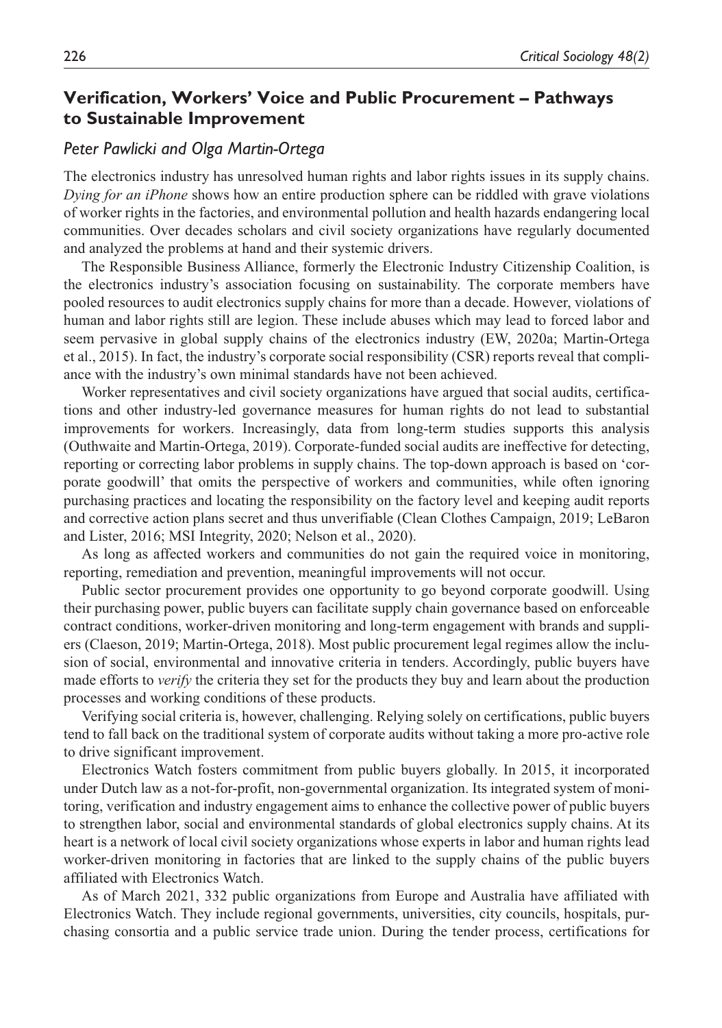## Verification, Workers' Voice and Public Procurement – Pathways to Sustainable Improvement

*Peter Pawlicki and Olga Martin-Ortega*

The electronics industry has unresolved human rights and labor rights issues in its supply chains. *Dying for an iPhone* shows how an entire production sphere can be riddled with grave violations of worker rights in the factories, and environmental pollution and health hazards endangering local communities. Over decades scholars and civil society organizations have regularly documented and analyzed the problems at hand and their systemic drivers.

The Responsible Business Alliance, formerly the Electronic Industry Citizenship Coalition, is the electronics industry's association focusing on sustainability. The corporate members have pooled resources to audit electronics supply chains for more than a decade. However, violations of human and labor rights still are legion. These include abuses which may lead to forced labor and seem pervasive in global supply chains of the electronics industry (EW, 2020a; Martin-Ortega et al., 2015). In fact, the industry's corporate social responsibility (CSR) reports reveal that compliance with the industry's own minimal standards have not been achieved.

Worker representatives and civil society organizations have argued that social audits, certifications and other industry-led governance measures for human rights do not lead to substantial improvements for workers. Increasingly, data from long-term studies supports this analysis (Outhwaite and Martin-Ortega, 2019). Corporate-funded social audits are ineffective for detecting, reporting or correcting labor problems in supply chains. The top-down approach is based on 'corporate goodwill' that omits the perspective of workers and communities, while often ignoring purchasing practices and locating the responsibility on the factory level and keeping audit reports and corrective action plans secret and thus unverifiable (Clean Clothes Campaign, 2019; LeBaron and Lister, 2016; MSI Integrity, 2020; Nelson et al., 2020).

As long as affected workers and communities do not gain the required voice in monitoring, reporting, remediation and prevention, meaningful improvements will not occur.

Public sector procurement provides one opportunity to go beyond corporate goodwill. Using their purchasing power, public buyers can facilitate supply chain governance based on enforceable contract conditions, worker-driven monitoring and long-term engagement with brands and suppliers (Claeson, 2019; Martin-Ortega, 2018). Most public procurement legal regimes allow the inclusion of social, environmental and innovative criteria in tenders. Accordingly, public buyers have made efforts to *verify* the criteria they set for the products they buy and learn about the production processes and working conditions of these products.

Verifying social criteria is, however, challenging. Relying solely on certifications, public buyers tend to fall back on the traditional system of corporate audits without taking a more pro-active role to drive significant improvement.

Electronics Watch fosters commitment from public buyers globally. In 2015, it incorporated under Dutch law as a not-for-profit, non-governmental organization. Its integrated system of monitoring, verification and industry engagement aims to enhance the collective power of public buyers to strengthen labor, social and environmental standards of global electronics supply chains. At its heart is a network of local civil society organizations whose experts in labor and human rights lead worker-driven monitoring in factories that are linked to the supply chains of the public buyers affiliated with Electronics Watch.

As of March 2021, 332 public organizations from Europe and Australia have affiliated with Electronics Watch. They include regional governments, universities, city councils, hospitals, purchasing consortia and a public service trade union. During the tender process, certifications for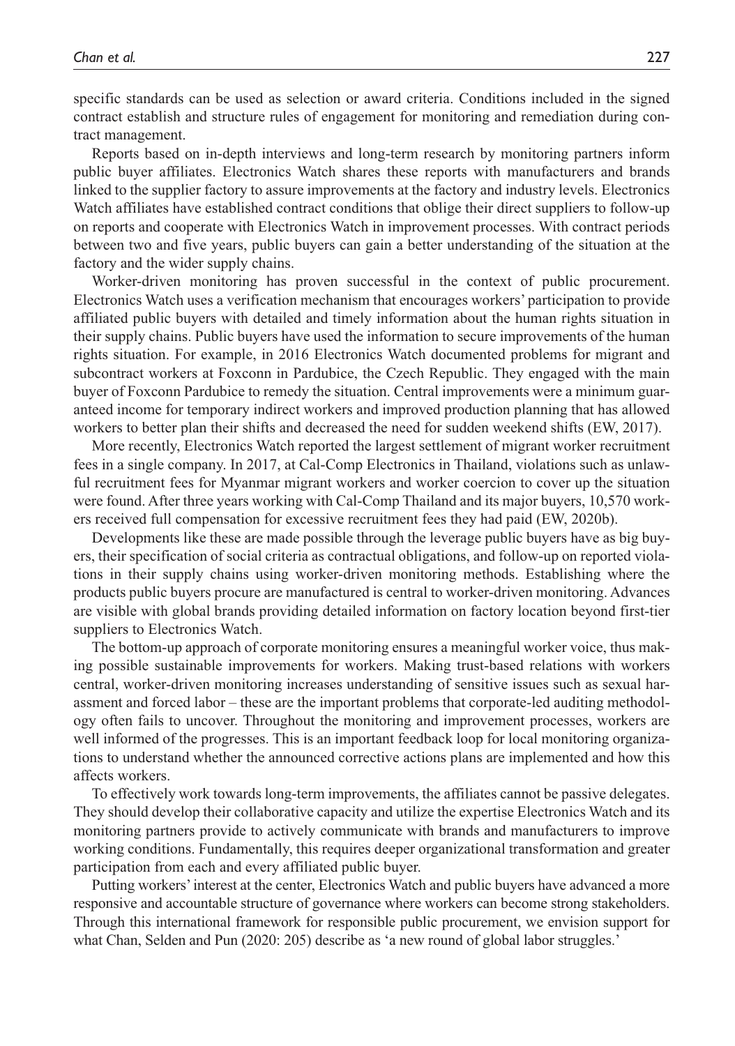specific standards can be used as selection or award criteria. Conditions included in the signed contract establish and structure rules of engagement for monitoring and remediation during contract management.

Reports based on in-depth interviews and long-term research by monitoring partners inform public buyer affiliates. Electronics Watch shares these reports with manufacturers and brands linked to the supplier factory to assure improvements at the factory and industry levels. Electronics Watch affiliates have established contract conditions that oblige their direct suppliers to follow-up on reports and cooperate with Electronics Watch in improvement processes. With contract periods between two and five years, public buyers can gain a better understanding of the situation at the factory and the wider supply chains.

Worker-driven monitoring has proven successful in the context of public procurement. Electronics Watch uses a verification mechanism that encourages workers' participation to provide affiliated public buyers with detailed and timely information about the human rights situation in their supply chains. Public buyers have used the information to secure improvements of the human rights situation. For example, in 2016 Electronics Watch documented problems for migrant and subcontract workers at Foxconn in Pardubice, the Czech Republic. They engaged with the main buyer of Foxconn Pardubice to remedy the situation. Central improvements were a minimum guaranteed income for temporary indirect workers and improved production planning that has allowed workers to better plan their shifts and decreased the need for sudden weekend shifts (EW, 2017).

More recently, Electronics Watch reported the largest settlement of migrant worker recruitment fees in a single company. In 2017, at Cal-Comp Electronics in Thailand, violations such as unlawful recruitment fees for Myanmar migrant workers and worker coercion to cover up the situation were found. After three years working with Cal-Comp Thailand and its major buyers, 10,570 workers received full compensation for excessive recruitment fees they had paid (EW, 2020b).

Developments like these are made possible through the leverage public buyers have as big buyers, their specification of social criteria as contractual obligations, and follow-up on reported violations in their supply chains using worker-driven monitoring methods. Establishing where the products public buyers procure are manufactured is central to worker-driven monitoring. Advances are visible with global brands providing detailed information on factory location beyond first-tier suppliers to Electronics Watch.

The bottom-up approach of corporate monitoring ensures a meaningful worker voice, thus making possible sustainable improvements for workers. Making trust-based relations with workers central, worker-driven monitoring increases understanding of sensitive issues such as sexual harassment and forced labor – these are the important problems that corporate-led auditing methodology often fails to uncover. Throughout the monitoring and improvement processes, workers are well informed of the progresses. This is an important feedback loop for local monitoring organizations to understand whether the announced corrective actions plans are implemented and how this affects workers.

To effectively work towards long-term improvements, the affiliates cannot be passive delegates. They should develop their collaborative capacity and utilize the expertise Electronics Watch and its monitoring partners provide to actively communicate with brands and manufacturers to improve working conditions. Fundamentally, this requires deeper organizational transformation and greater participation from each and every affiliated public buyer.

Putting workers' interest at the center, Electronics Watch and public buyers have advanced a more responsive and accountable structure of governance where workers can become strong stakeholders. Through this international framework for responsible public procurement, we envision support for what Chan, Selden and Pun (2020: 205) describe as 'a new round of global labor struggles.'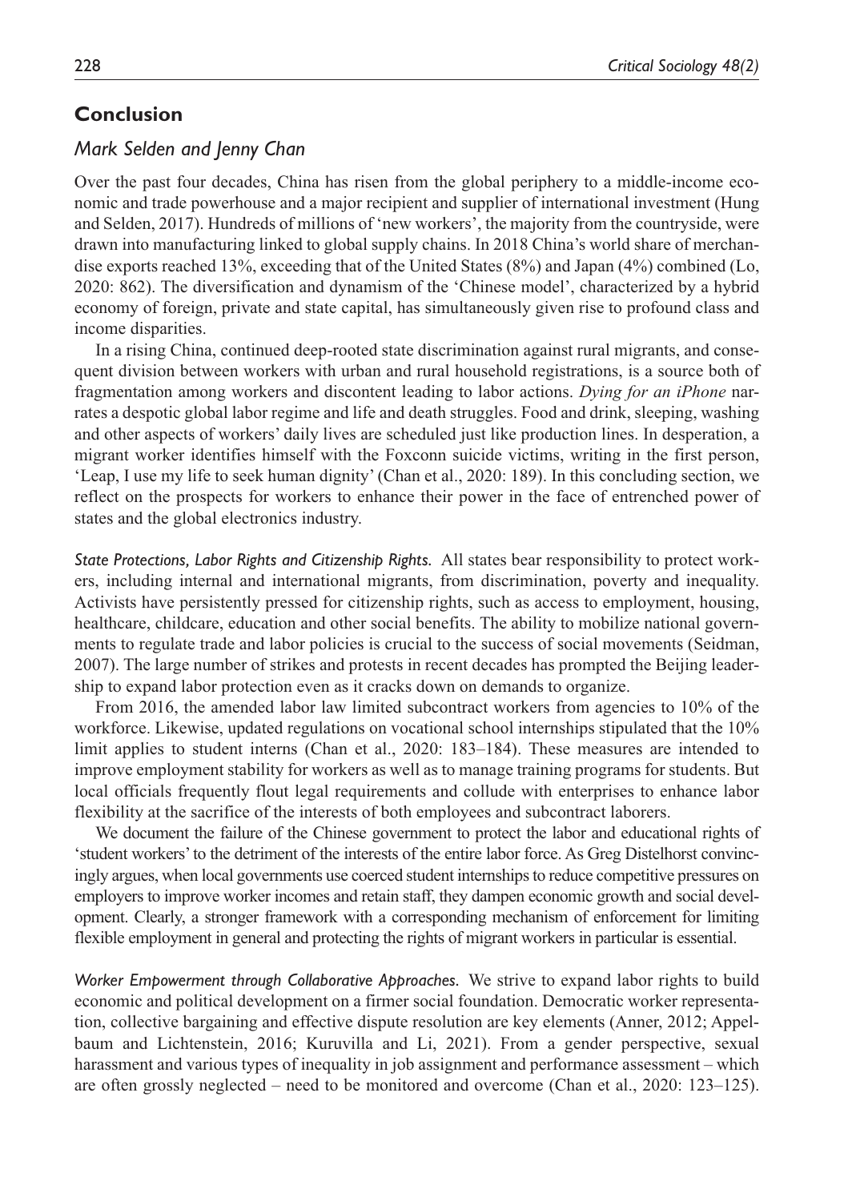## Conclusion

### *Mark Selden and Jenny Chan*

Over the past four decades, China has risen from the global periphery to a middle-income economic and trade powerhouse and a major recipient and supplier of international investment (Hung and Selden, 2017). Hundreds of millions of 'new workers', the majority from the countryside, were drawn into manufacturing linked to global supply chains. In 2018 China's world share of merchandise exports reached 13%, exceeding that of the United States (8%) and Japan (4%) combined (Lo, 2020: 862). The diversification and dynamism of the 'Chinese model', characterized by a hybrid economy of foreign, private and state capital, has simultaneously given rise to profound class and income disparities.

In a rising China, continued deep-rooted state discrimination against rural migrants, and consequent division between workers with urban and rural household registrations, is a source both of fragmentation among workers and discontent leading to labor actions. *Dying for an iPhone* narrates a despotic global labor regime and life and death struggles. Food and drink, sleeping, washing and other aspects of workers' daily lives are scheduled just like production lines. In desperation, a migrant worker identifies himself with the Foxconn suicide victims, writing in the first person, 'Leap, I use my life to seek human dignity' (Chan et al., 2020: 189). In this concluding section, we reflect on the prospects for workers to enhance their power in the face of entrenched power of states and the global electronics industry.

*State Protections, Labor Rights and Citizenship Rights.* All states bear responsibility to protect workers, including internal and international migrants, from discrimination, poverty and inequality. Activists have persistently pressed for citizenship rights, such as access to employment, housing, healthcare, childcare, education and other social benefits. The ability to mobilize national governments to regulate trade and labor policies is crucial to the success of social movements (Seidman, 2007). The large number of strikes and protests in recent decades has prompted the Beijing leadership to expand labor protection even as it cracks down on demands to organize.

From 2016, the amended labor law limited subcontract workers from agencies to 10% of the workforce. Likewise, updated regulations on vocational school internships stipulated that the 10% limit applies to student interns (Chan et al., 2020: 183–184). These measures are intended to improve employment stability for workers as well as to manage training programs for students. But local officials frequently flout legal requirements and collude with enterprises to enhance labor flexibility at the sacrifice of the interests of both employees and subcontract laborers.

We document the failure of the Chinese government to protect the labor and educational rights of 'student workers' to the detriment of the interests of the entire labor force. As Greg Distelhorst convincingly argues, when local governments use coerced student internships to reduce competitive pressures on employers to improve worker incomes and retain staff, they dampen economic growth and social development. Clearly, a stronger framework with a corresponding mechanism of enforcement for limiting flexible employment in general and protecting the rights of migrant workers in particular is essential.

*Worker Empowerment through Collaborative Approaches.* We strive to expand labor rights to build economic and political development on a firmer social foundation. Democratic worker representation, collective bargaining and effective dispute resolution are key elements (Anner, 2012; Appelbaum and Lichtenstein, 2016; Kuruvilla and Li, 2021). From a gender perspective, sexual harassment and various types of inequality in job assignment and performance assessment – which are often grossly neglected – need to be monitored and overcome (Chan et al., 2020: 123–125).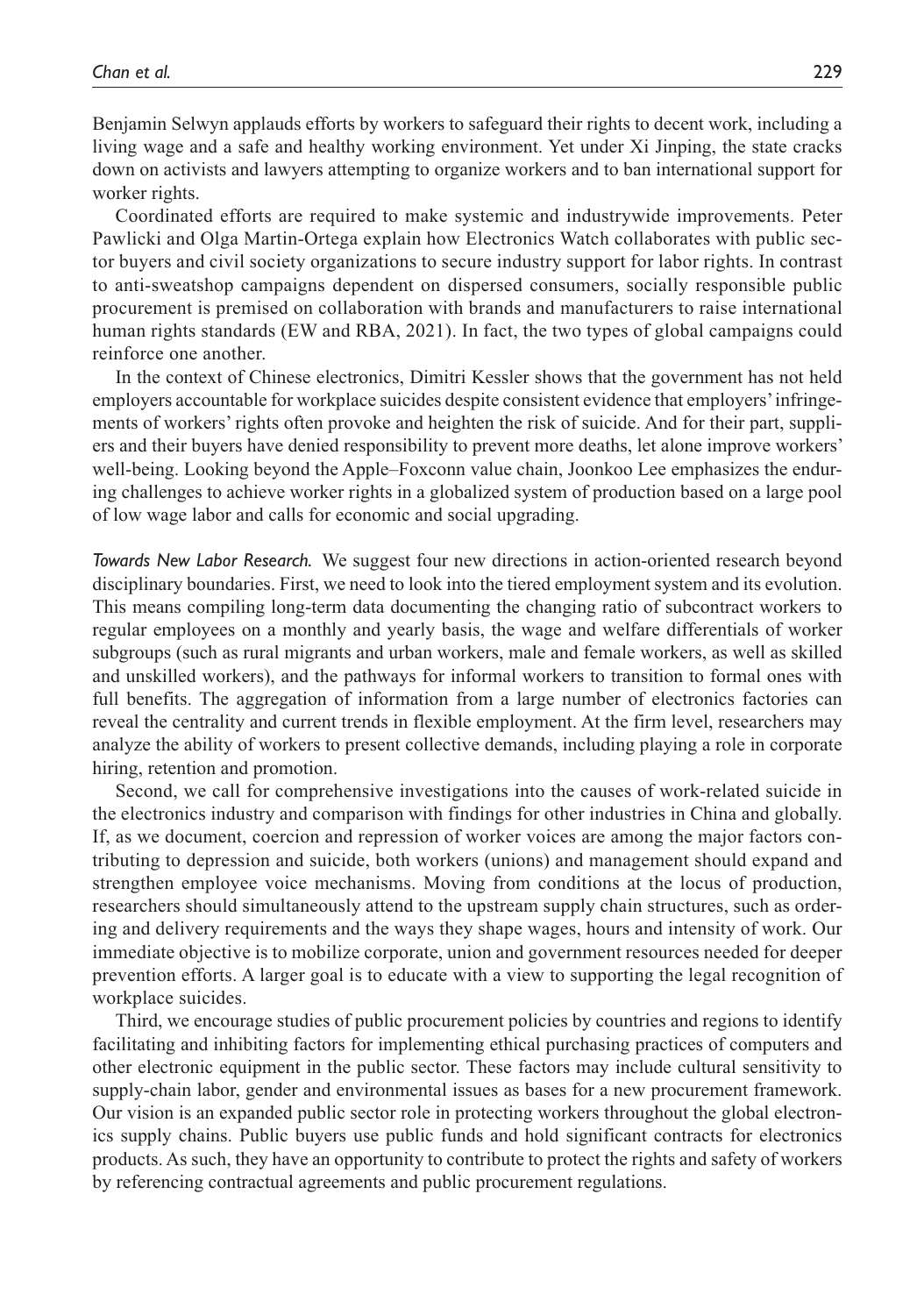Benjamin Selwyn applauds efforts by workers to safeguard their rights to decent work, including a living wage and a safe and healthy working environment. Yet under Xi Jinping, the state cracks down on activists and lawyers attempting to organize workers and to ban international support for worker rights.

Coordinated efforts are required to make systemic and industrywide improvements. Peter Pawlicki and Olga Martin-Ortega explain how Electronics Watch collaborates with public sector buyers and civil society organizations to secure industry support for labor rights. In contrast to anti-sweatshop campaigns dependent on dispersed consumers, socially responsible public procurement is premised on collaboration with brands and manufacturers to raise international human rights standards (EW and RBA, 2021). In fact, the two types of global campaigns could reinforce one another.

In the context of Chinese electronics, Dimitri Kessler shows that the government has not held employers accountable for workplace suicides despite consistent evidence that employers' infringements of workers' rights often provoke and heighten the risk of suicide. And for their part, suppliers and their buyers have denied responsibility to prevent more deaths, let alone improve workers' well-being. Looking beyond the Apple–Foxconn value chain, Joonkoo Lee emphasizes the enduring challenges to achieve worker rights in a globalized system of production based on a large pool of low wage labor and calls for economic and social upgrading.

*Towards New Labor Research.* We suggest four new directions in action-oriented research beyond disciplinary boundaries. First, we need to look into the tiered employment system and its evolution. This means compiling long-term data documenting the changing ratio of subcontract workers to regular employees on a monthly and yearly basis, the wage and welfare differentials of worker subgroups (such as rural migrants and urban workers, male and female workers, as well as skilled and unskilled workers), and the pathways for informal workers to transition to formal ones with full benefits. The aggregation of information from a large number of electronics factories can reveal the centrality and current trends in flexible employment. At the firm level, researchers may analyze the ability of workers to present collective demands, including playing a role in corporate hiring, retention and promotion.

Second, we call for comprehensive investigations into the causes of work-related suicide in the electronics industry and comparison with findings for other industries in China and globally. If, as we document, coercion and repression of worker voices are among the major factors contributing to depression and suicide, both workers (unions) and management should expand and strengthen employee voice mechanisms. Moving from conditions at the locus of production, researchers should simultaneously attend to the upstream supply chain structures, such as ordering and delivery requirements and the ways they shape wages, hours and intensity of work. Our immediate objective is to mobilize corporate, union and government resources needed for deeper prevention efforts. A larger goal is to educate with a view to supporting the legal recognition of workplace suicides.

Third, we encourage studies of public procurement policies by countries and regions to identify facilitating and inhibiting factors for implementing ethical purchasing practices of computers and other electronic equipment in the public sector. These factors may include cultural sensitivity to supply-chain labor, gender and environmental issues as bases for a new procurement framework. Our vision is an expanded public sector role in protecting workers throughout the global electronics supply chains. Public buyers use public funds and hold significant contracts for electronics products. As such, they have an opportunity to contribute to protect the rights and safety of workers by referencing contractual agreements and public procurement regulations.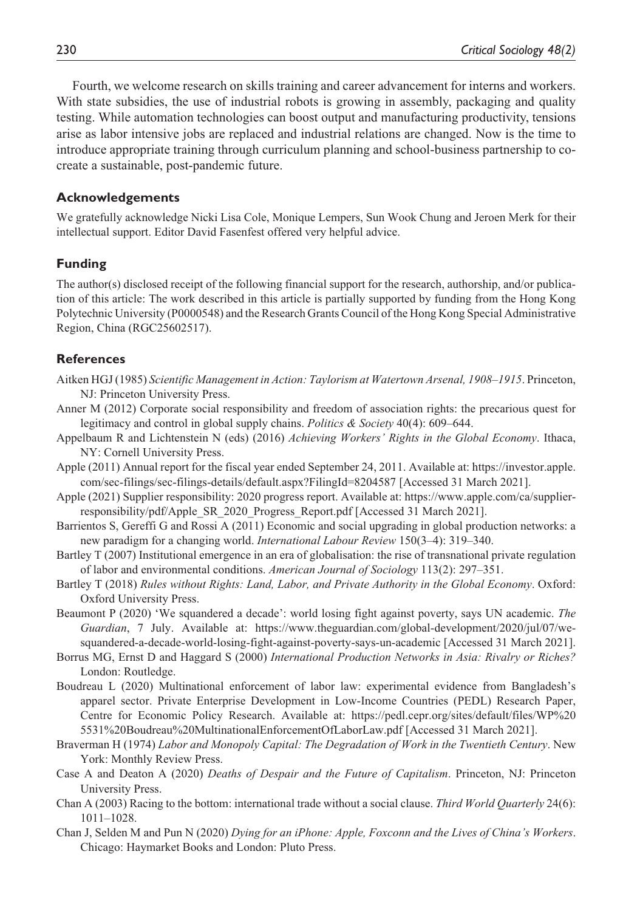Fourth, we welcome research on skills training and career advancement for interns and workers. With state subsidies, the use of industrial robots is growing in assembly, packaging and quality testing. While automation technologies can boost output and manufacturing productivity, tensions arise as labor intensive jobs are replaced and industrial relations are changed. Now is the time to introduce appropriate training through curriculum planning and school-business partnership to co-create a sustainable, post-pandemic future.

## Acknowledgements

We gratefully acknowledge Nicki Lisa Cole, Monique Lempers, Sun Wook Chung and Jeroen Merk for their intellectual support. Editor David Fasenfest offered very helpful advice.

## Funding

The author(s) disclosed receipt of the following financial support for the research, authorship, and/or publication of this article: The work described in this article is partially supported by funding from the Hong Kong Polytechnic University (P0000548) and the Research Grants Council of the Hong Kong Special Administrative Region, China (RGC25602517).

## References

Aitken HGJ (1985) *Scientific Management in Action: Taylorism at Watertown Arsenal, 1908–1915*. Princeton, NJ: Princeton University Press.

Anner M (2012) Corporate social responsibility and freedom of association rights: the precarious quest for legitimacy and control in global supply chains. *Politics & Society* 40(4): 609–644.

Appelbaum R and Lichtenstein N (eds) (2016) *Achieving Workers' Rights in the Global Economy*. Ithaca, NY: Cornell University Press.

Apple (2011) Annual report for the fiscal year ended September 24, 2011. Available at: https://investor.apple.com/sec-filings/sec-filings-details/default.aspx?FilingId=8204587 [Accessed 31 March 2021].

Apple (2021) Supplier responsibility: 2020 progress report. Available at: https://www.apple.com/ca/supplier-responsibility/pdf/Apple_SR_2020_Progress_Report.pdf [Accessed 31 March 2021].

Barrientos S, Gereffi G and Rossi A (2011) Economic and social upgrading in global production networks: a new paradigm for a changing world. *International Labour Review* 150(3–4): 319–340.

Bartley T (2007) Institutional emergence in an era of globalisation: the rise of transnational private regulation of labor and environmental conditions. *American Journal of Sociology* 113(2): 297–351.

Bartley T (2018) *Rules without Rights: Land, Labor, and Private Authority in the Global Economy*. Oxford: Oxford University Press.

Beaumont P (2020) 'We squandered a decade': world losing fight against poverty, says UN academic. *The Guardian*, 7 July. Available at: https://www.theguardian.com/global-development/2020/jul/07/we-squandered-a-decade-world-losing-fight-against-poverty-says-un-academic [Accessed 31 March 2021].

Borrus MG, Ernst D and Haggard S (2000) *International Production Networks in Asia: Rivalry or Riches?* London: Routledge.

Boudreau L (2020) Multinational enforcement of labor law: experimental evidence from Bangladesh's apparel sector. Private Enterprise Development in Low-Income Countries (PEDL) Research Paper, Centre for Economic Policy Research. Available at: https://pedl.cepr.org/sites/default/files/WP%205531%20Boudreau%20MultinationalEnforcementOfLaborLaw.pdf [Accessed 31 March 2021].

Braverman H (1974) *Labor and Monopoly Capital: The Degradation of Work in the Twentieth Century*. New York: Monthly Review Press.

Case A and Deaton A (2020) *Deaths of Despair and the Future of Capitalism*. Princeton, NJ: Princeton University Press.

Chan A (2003) Racing to the bottom: international trade without a social clause. *Third World Quarterly* 24(6): 1011–1028.

Chan J, Selden M and Pun N (2020) *Dying for an iPhone: Apple, Foxconn and the Lives of China's Workers*. Chicago: Haymarket Books and London: Pluto Press.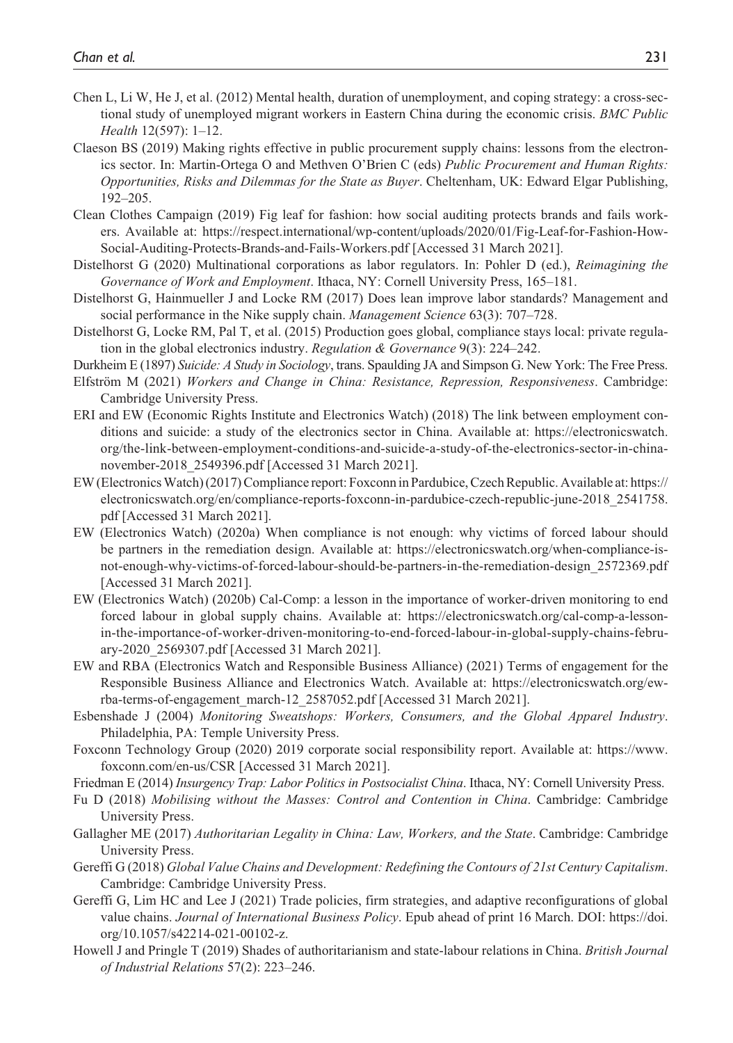Chen L, Li W, He J, et al. (2012) Mental health, duration of unemployment, and coping strategy: a cross-sectional study of unemployed migrant workers in Eastern China during the economic crisis. *BMC Public Health* 12(597): 1–12.

Claeson BS (2019) Making rights effective in public procurement supply chains: lessons from the electronics sector. In: Martin-Ortega O and Methven O'Brien C (eds) *Public Procurement and Human Rights: Opportunities, Risks and Dilemmas for the State as Buyer*. Cheltenham, UK: Edward Elgar Publishing, 192–205.

Clean Clothes Campaign (2019) Fig leaf for fashion: how social auditing protects brands and fails workers. Available at: https://respect.international/wp-content/uploads/2020/01/Fig-Leaf-for-Fashion-How-Social-Auditing-Protects-Brands-and-Fails-Workers.pdf [Accessed 31 March 2021].

Distelhorst G (2020) Multinational corporations as labor regulators. In: Pohler D (ed.), *Reimagining the Governance of Work and Employment*. Ithaca, NY: Cornell University Press, 165–181.

Distelhorst G, Hainmueller J and Locke RM (2017) Does lean improve labor standards? Management and social performance in the Nike supply chain. *Management Science* 63(3): 707–728.

Distelhorst G, Locke RM, Pal T, et al. (2015) Production goes global, compliance stays local: private regulation in the global electronics industry. *Regulation & Governance* 9(3): 224–242.

Durkheim E (1897) *Suicide: A Study in Sociology*, trans. Spaulding JA and Simpson G. New York: The Free Press.

Elfström M (2021) *Workers and Change in China: Resistance, Repression, Responsiveness*. Cambridge: Cambridge University Press.

ERI and EW (Economic Rights Institute and Electronics Watch) (2018) The link between employment conditions and suicide: a study of the electronics sector in China. Available at: https://electronicswatch.org/the-link-between-employment-conditions-and-suicide-a-study-of-the-electronics-sector-in-china-november-2018_2549396.pdf [Accessed 31 March 2021].

EW (Electronics Watch) (2017) Compliance report: Foxconn in Pardubice, Czech Republic. Available at: https://electronicswatch.org/en/compliance-reports-foxconn-in-pardubice-czech-republic-june-2018_2541758.pdf [Accessed 31 March 2021].

EW (Electronics Watch) (2020a) When compliance is not enough: why victims of forced labour should be partners in the remediation design. Available at: https://electronicswatch.org/when-compliance-is-not-enough-why-victims-of-forced-labour-should-be-partners-in-the-remediation-design_2572369.pdf [Accessed 31 March 2021].

EW (Electronics Watch) (2020b) Cal-Comp: a lesson in the importance of worker-driven monitoring to end forced labour in global supply chains. Available at: https://electronicswatch.org/cal-comp-a-lesson-in-the-importance-of-worker-driven-monitoring-to-end-forced-labour-in-global-supply-chains-february-2020_2569307.pdf [Accessed 31 March 2021].

EW and RBA (Electronics Watch and Responsible Business Alliance) (2021) Terms of engagement for the Responsible Business Alliance and Electronics Watch. Available at: https://electronicswatch.org/ew-rba-terms-of-engagement_march-12_2587052.pdf [Accessed 31 March 2021].

Esbenshade J (2004) *Monitoring Sweatshops: Workers, Consumers, and the Global Apparel Industry*. Philadelphia, PA: Temple University Press.

Foxconn Technology Group (2020) 2019 corporate social responsibility report. Available at: https://www.foxconn.com/en-us/CSR [Accessed 31 March 2021].

Friedman E (2014) *Insurgency Trap: Labor Politics in Postsocialist China*. Ithaca, NY: Cornell University Press.

Fu D (2018) *Mobilising without the Masses: Control and Contention in China*. Cambridge: Cambridge University Press.

Gallagher ME (2017) *Authoritarian Legality in China: Law, Workers, and the State*. Cambridge: Cambridge University Press.

Gereffi G (2018) *Global Value Chains and Development: Redefining the Contours of 21st Century Capitalism*. Cambridge: Cambridge University Press.

Gereffi G, Lim HC and Lee J (2021) Trade policies, firm strategies, and adaptive reconfigurations of global value chains. *Journal of International Business Policy*. Epub ahead of print 16 March. DOI: https://doi.org/10.1057/s42214-021-00102-z.

Howell J and Pringle T (2019) Shades of authoritarianism and state-labour relations in China. *British Journal of Industrial Relations* 57(2): 223–246.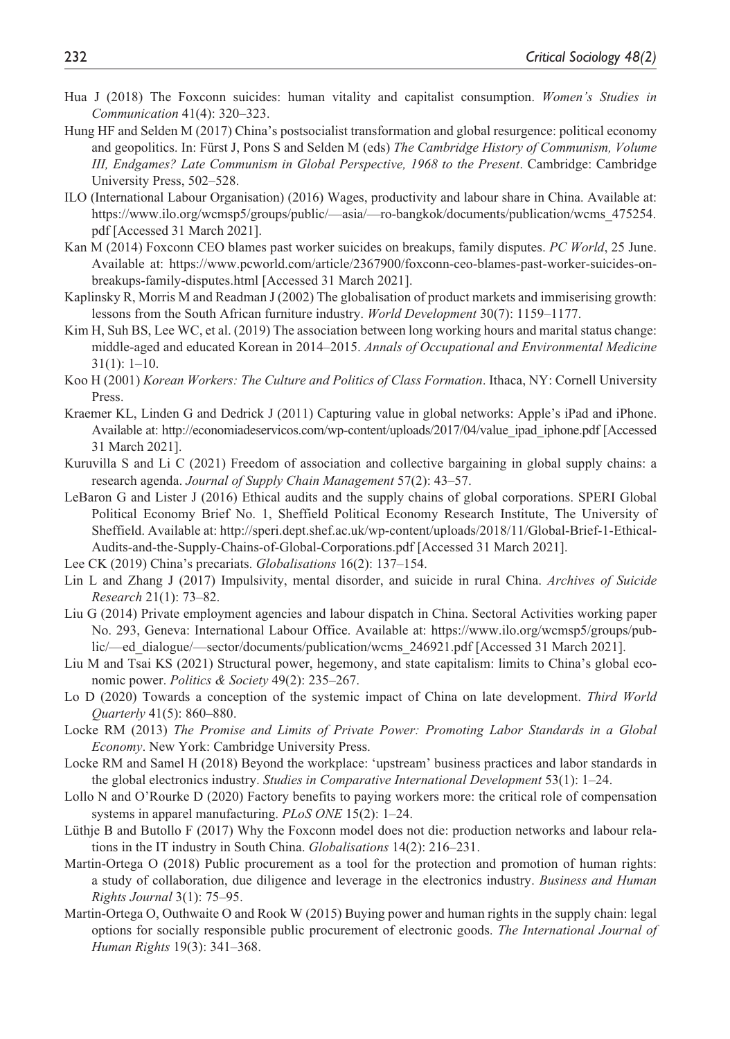Hua J (2018) The Foxconn suicides: human vitality and capitalist consumption. *Women's Studies in Communication* 41(4): 320–323.

Hung HF and Selden M (2017) China's postsocialist transformation and global resurgence: political economy and geopolitics. In: Fürst J, Pons S and Selden M (eds) *The Cambridge History of Communism, Volume III, Endgames? Late Communism in Global Perspective, 1968 to the Present*. Cambridge: Cambridge University Press, 502–528.

ILO (International Labour Organisation) (2016) Wages, productivity and labour share in China. Available at: https://www.ilo.org/wcmsp5/groups/public/—asia/—ro-bangkok/documents/publication/wcms_475254.pdf [Accessed 31 March 2021].

Kan M (2014) Foxconn CEO blames past worker suicides on breakups, family disputes. *PC World*, 25 June. Available at: https://www.pcworld.com/article/2367900/foxconn-ceo-blames-past-worker-suicides-on-breakups-family-disputes.html [Accessed 31 March 2021].

Kaplinsky R, Morris M and Readman J (2002) The globalisation of product markets and immiserising growth: lessons from the South African furniture industry. *World Development* 30(7): 1159–1177.

Kim H, Suh BS, Lee WC, et al. (2019) The association between long working hours and marital status change: middle-aged and educated Korean in 2014–2015. *Annals of Occupational and Environmental Medicine* 31(1): 1–10.

Koo H (2001) *Korean Workers: The Culture and Politics of Class Formation*. Ithaca, NY: Cornell University Press.

Kraemer KL, Linden G and Dedrick J (2011) Capturing value in global networks: Apple's iPad and iPhone. Available at: http://economiadeservicos.com/wp-content/uploads/2017/04/value_ipad_iphone.pdf [Accessed 31 March 2021].

Kuruvilla S and Li C (2021) Freedom of association and collective bargaining in global supply chains: a research agenda. *Journal of Supply Chain Management* 57(2): 43–57.

LeBaron G and Lister J (2016) Ethical audits and the supply chains of global corporations. SPERI Global Political Economy Brief No. 1, Sheffield Political Economy Research Institute, The University of Sheffield. Available at: http://speri.dept.shef.ac.uk/wp-content/uploads/2018/11/Global-Brief-1-Ethical-Audits-and-the-Supply-Chains-of-Global-Corporations.pdf [Accessed 31 March 2021].

Lee CK (2019) China's precariats. *Globalisations* 16(2): 137–154.

Lin L and Zhang J (2017) Impulsivity, mental disorder, and suicide in rural China. *Archives of Suicide Research* 21(1): 73–82.

Liu G (2014) Private employment agencies and labour dispatch in China. Sectoral Activities working paper No. 293, Geneva: International Labour Office. Available at: https://www.ilo.org/wcmsp5/groups/public/—ed_dialogue/—sector/documents/publication/wcms_246921.pdf [Accessed 31 March 2021].

Liu M and Tsai KS (2021) Structural power, hegemony, and state capitalism: limits to China's global economic power. *Politics & Society* 49(2): 235–267.

Lo D (2020) Towards a conception of the systemic impact of China on late development. *Third World Quarterly* 41(5): 860–880.

Locke RM (2013) *The Promise and Limits of Private Power: Promoting Labor Standards in a Global Economy*. New York: Cambridge University Press.

Locke RM and Samel H (2018) Beyond the workplace: 'upstream' business practices and labor standards in the global electronics industry. *Studies in Comparative International Development* 53(1): 1–24.

Lollo N and O'Rourke D (2020) Factory benefits to paying workers more: the critical role of compensation systems in apparel manufacturing. *PLoS ONE* 15(2): 1–24.

Lüthje B and Butollo F (2017) Why the Foxconn model does not die: production networks and labour relations in the IT industry in South China. *Globalisations* 14(2): 216–231.

Martin-Ortega O (2018) Public procurement as a tool for the protection and promotion of human rights: a study of collaboration, due diligence and leverage in the electronics industry. *Business and Human Rights Journal* 3(1): 75–95.

Martin-Ortega O, Outhwaite O and Rook W (2015) Buying power and human rights in the supply chain: legal options for socially responsible public procurement of electronic goods. *The International Journal of Human Rights* 19(3): 341–368.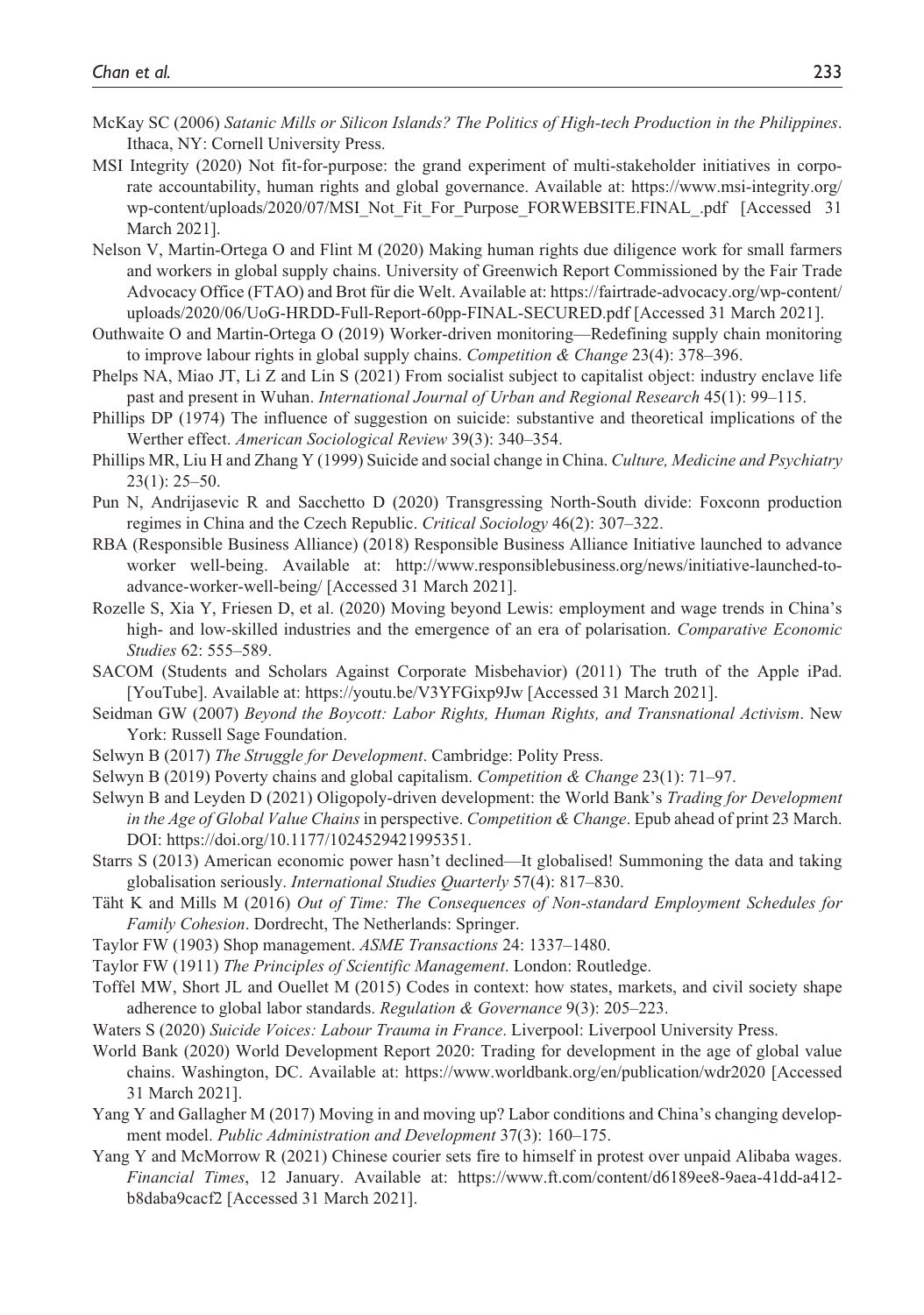McKay SC (2006) *Satanic Mills or Silicon Islands? The Politics of High-tech Production in the Philippines*. Ithaca, NY: Cornell University Press.

MSI Integrity (2020) Not fit-for-purpose: the grand experiment of multi-stakeholder initiatives in corporate accountability, human rights and global governance. Available at: https://www.msi-integrity.org/wp-content/uploads/2020/07/MSI_Not_Fit_For_Purpose_FORWEBSITE.FINAL_.pdf [Accessed 31 March 2021].

Nelson V, Martin-Ortega O and Flint M (2020) Making human rights due diligence work for small farmers and workers in global supply chains. University of Greenwich Report Commissioned by the Fair Trade Advocacy Office (FTAO) and Brot für die Welt. Available at: https://fairtrade-advocacy.org/wp-content/uploads/2020/06/UoG-HRDD-Full-Report-60pp-FINAL-SECURED.pdf [Accessed 31 March 2021].

Outhwaite O and Martin-Ortega O (2019) Worker-driven monitoring—Redefining supply chain monitoring to improve labour rights in global supply chains. *Competition & Change* 23(4): 378–396.

Phelps NA, Miao JT, Li Z and Lin S (2021) From socialist subject to capitalist object: industry enclave life past and present in Wuhan. *International Journal of Urban and Regional Research* 45(1): 99–115.

Phillips DP (1974) The influence of suggestion on suicide: substantive and theoretical implications of the Werther effect. *American Sociological Review* 39(3): 340–354.

Phillips MR, Liu H and Zhang Y (1999) Suicide and social change in China. *Culture, Medicine and Psychiatry* 23(1): 25–50.

Pun N, Andrijasevic R and Sacchetto D (2020) Transgressing North-South divide: Foxconn production regimes in China and the Czech Republic. *Critical Sociology* 46(2): 307–322.

RBA (Responsible Business Alliance) (2018) Responsible Business Alliance Initiative launched to advance worker well-being. Available at: http://www.responsiblebusiness.org/news/initiative-launched-to-advance-worker-well-being/ [Accessed 31 March 2021].

Rozelle S, Xia Y, Friesen D, et al. (2020) Moving beyond Lewis: employment and wage trends in China's high- and low-skilled industries and the emergence of an era of polarisation. *Comparative Economic Studies* 62: 555–589.

SACOM (Students and Scholars Against Corporate Misbehavior) (2011) The truth of the Apple iPad. [YouTube]. Available at: https://youtu.be/V3YFGixp9Jw [Accessed 31 March 2021].

Seidman GW (2007) *Beyond the Boycott: Labor Rights, Human Rights, and Transnational Activism*. New York: Russell Sage Foundation.

Selwyn B (2017) *The Struggle for Development*. Cambridge: Polity Press.

Selwyn B (2019) Poverty chains and global capitalism. *Competition & Change* 23(1): 71–97.

Selwyn B and Leyden D (2021) Oligopoly-driven development: the World Bank's *Trading for Development in the Age of Global Value Chains* in perspective. *Competition & Change*. Epub ahead of print 23 March. DOI: https://doi.org/10.1177/1024529421995351.

Starrs S (2013) American economic power hasn't declined—It globalised! Summoning the data and taking globalisation seriously. *International Studies Quarterly* 57(4): 817–830.

Täht K and Mills M (2016) *Out of Time: The Consequences of Non-standard Employment Schedules for Family Cohesion*. Dordrecht, The Netherlands: Springer.

Taylor FW (1903) Shop management. *ASME Transactions* 24: 1337–1480.

Taylor FW (1911) *The Principles of Scientific Management*. London: Routledge.

Toffel MW, Short JL and Ouellet M (2015) Codes in context: how states, markets, and civil society shape adherence to global labor standards. *Regulation & Governance* 9(3): 205–223.

Waters S (2020) *Suicide Voices: Labour Trauma in France*. Liverpool: Liverpool University Press.

World Bank (2020) World Development Report 2020: Trading for development in the age of global value chains. Washington, DC. Available at: https://www.worldbank.org/en/publication/wdr2020 [Accessed 31 March 2021].

Yang Y and Gallagher M (2017) Moving in and moving up? Labor conditions and China's changing development model. *Public Administration and Development* 37(3): 160–175.

Yang Y and McMorrow R (2021) Chinese courier sets fire to himself in protest over unpaid Alibaba wages. *Financial Times*, 12 January. Available at: https://www.ft.com/content/d6189ee8-9aea-41dd-a412-b8daba9cacf2 [Accessed 31 March 2021].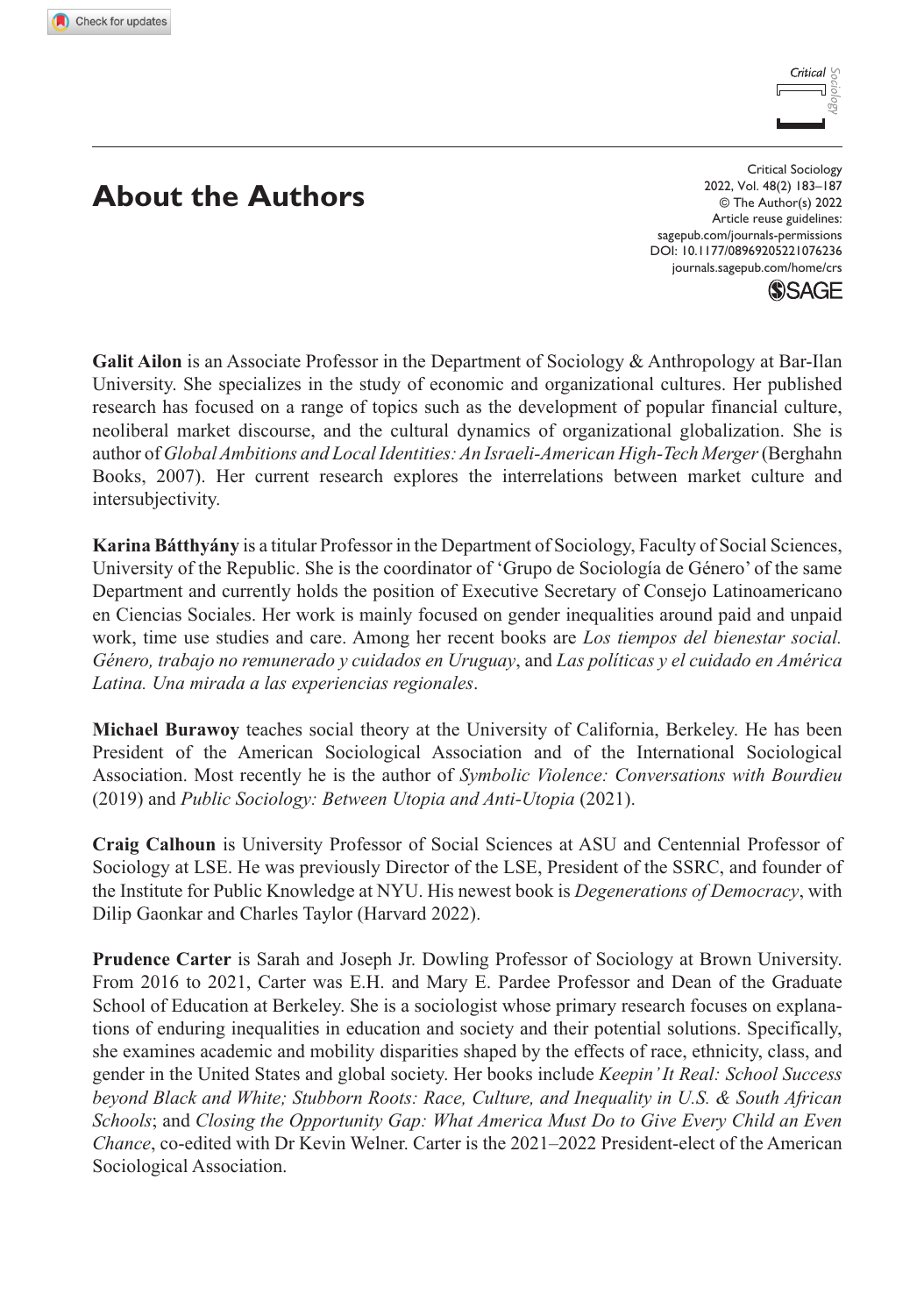# About the Authors

**Galit Ailon** is an Associate Professor in the Department of Sociology & Anthropology at Bar-Ilan University. She specializes in the study of economic and organizational cultures. Her published research has focused on a range of topics such as the development of popular financial culture, neoliberal market discourse, and the cultural dynamics of organizational globalization. She is author of *Global Ambitions and Local Identities: An Israeli-American High-Tech Merger* (Berghahn Books, 2007). Her current research explores the interrelations between market culture and intersubjectivity.

**Karina Bátthyány** is a titular Professor in the Department of Sociology, Faculty of Social Sciences, University of the Republic. She is the coordinator of 'Grupo de Sociología de Género' of the same Department and currently holds the position of Executive Secretary of Consejo Latinoamericano en Ciencias Sociales. Her work is mainly focused on gender inequalities around paid and unpaid work, time use studies and care. Among her recent books are *Los tiempos del bienestar social. Género, trabajo no remunerado y cuidados en Uruguay*, and *Las políticas y el cuidado en América Latina. Una mirada a las experiencias regionales*.

**Michael Burawoy** teaches social theory at the University of California, Berkeley. He has been President of the American Sociological Association and of the International Sociological Association. Most recently he is the author of *Symbolic Violence: Conversations with Bourdieu* (2019) and *Public Sociology: Between Utopia and Anti-Utopia* (2021).

**Craig Calhoun** is University Professor of Social Sciences at ASU and Centennial Professor of Sociology at LSE. He was previously Director of the LSE, President of the SSRC, and founder of the Institute for Public Knowledge at NYU. His newest book is *Degenerations of Democracy*, with Dilip Gaonkar and Charles Taylor (Harvard 2022).

**Prudence Carter** is Sarah and Joseph Jr. Dowling Professor of Sociology at Brown University. From 2016 to 2021, Carter was E.H. and Mary E. Pardee Professor and Dean of the Graduate School of Education at Berkeley. She is a sociologist whose primary research focuses on explanations of enduring inequalities in education and society and their potential solutions. Specifically, she examines academic and mobility disparities shaped by the effects of race, ethnicity, class, and gender in the United States and global society. Her books include *Keepin' It Real: School Success beyond Black and White; Stubborn Roots: Race, Culture, and Inequality in U.S. & South African Schools*; and *Closing the Opportunity Gap: What America Must Do to Give Every Child an Even Chance*, co-edited with Dr Kevin Welner. Carter is the 2021–2022 President-elect of the American Sociological Association.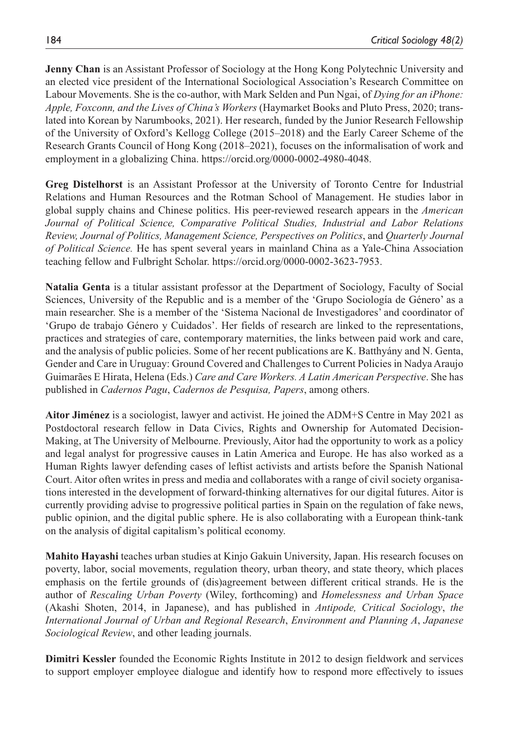**Jenny Chan** is an Assistant Professor of Sociology at the Hong Kong Polytechnic University and an elected vice president of the International Sociological Association's Research Committee on Labour Movements. She is the co-author, with Mark Selden and Pun Ngai, of *Dying for an iPhone: Apple, Foxconn, and the Lives of China's Workers* (Haymarket Books and Pluto Press, 2020; translated into Korean by Narumbooks, 2021). Her research, funded by the Junior Research Fellowship of the University of Oxford's Kellogg College (2015–2018) and the Early Career Scheme of the Research Grants Council of Hong Kong (2018–2021), focuses on the informalisation of work and employment in a globalizing China. https://orcid.org/0000-0002-4980-4048.

**Greg Distelhorst** is an Assistant Professor at the University of Toronto Centre for Industrial Relations and Human Resources and the Rotman School of Management. He studies labor in global supply chains and Chinese politics. His peer-reviewed research appears in the *American Journal of Political Science, Comparative Political Studies, Industrial and Labor Relations Review, Journal of Politics, Management Science, Perspectives on Politics*, and *Quarterly Journal of Political Science.* He has spent several years in mainland China as a Yale-China Association teaching fellow and Fulbright Scholar. https://orcid.org/0000-0002-3623-7953.

**Natalia Genta** is a titular assistant professor at the Department of Sociology, Faculty of Social Sciences, University of the Republic and is a member of the 'Grupo Sociología de Género' as a main researcher. She is a member of the 'Sistema Nacional de Investigadores' and coordinator of 'Grupo de trabajo Género y Cuidados'. Her fields of research are linked to the representations, practices and strategies of care, contemporary maternities, the links between paid work and care, and the analysis of public policies. Some of her recent publications are K. Batthyány and N. Genta, Gender and Care in Uruguay: Ground Covered and Challenges to Current Policies in Nadya Araujo Guimarães E Hirata, Helena (Eds.) *Care and Care Workers. A Latin American Perspective*. She has published in *Cadernos Pagu*, *Cadernos de Pesquisa, Papers*, among others.

**Aitor Jiménez** is a sociologist, lawyer and activist. He joined the ADM+S Centre in May 2021 as Postdoctoral research fellow in Data Civics, Rights and Ownership for Automated Decision-Making, at The University of Melbourne. Previously, Aitor had the opportunity to work as a policy and legal analyst for progressive causes in Latin America and Europe. He has also worked as a Human Rights lawyer defending cases of leftist activists and artists before the Spanish National Court. Aitor often writes in press and media and collaborates with a range of civil society organisations interested in the development of forward-thinking alternatives for our digital futures. Aitor is currently providing advise to progressive political parties in Spain on the regulation of fake news, public opinion, and the digital public sphere. He is also collaborating with a European think-tank on the analysis of digital capitalism's political economy.

**Mahito Hayashi** teaches urban studies at Kinjo Gakuin University, Japan. His research focuses on poverty, labor, social movements, regulation theory, urban theory, and state theory, which places emphasis on the fertile grounds of (dis)agreement between different critical strands. He is the author of *Rescaling Urban Poverty* (Wiley, forthcoming) and *Homelessness and Urban Space* (Akashi Shoten, 2014, in Japanese), and has published in *Antipode, Critical Sociology*, *the International Journal of Urban and Regional Research*, *Environment and Planning A*, *Japanese Sociological Review*, and other leading journals.

**Dimitri Kessler** founded the Economic Rights Institute in 2012 to design fieldwork and services to support employer employee dialogue and identify how to respond more effectively to issues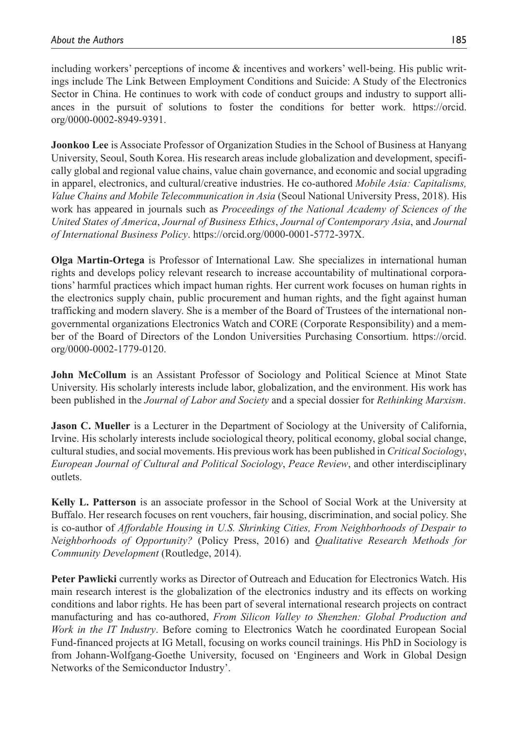including workers' perceptions of income & incentives and workers' well-being. His public writings include The Link Between Employment Conditions and Suicide: A Study of the Electronics Sector in China. He continues to work with code of conduct groups and industry to support alliances in the pursuit of solutions to foster the conditions for better work. https://orcid.org/0000-0002-8949-9391.

**Joonkoo Lee** is Associate Professor of Organization Studies in the School of Business at Hanyang University, Seoul, South Korea. His research areas include globalization and development, specifically global and regional value chains, value chain governance, and economic and social upgrading in apparel, electronics, and cultural/creative industries. He co-authored *Mobile Asia: Capitalisms, Value Chains and Mobile Telecommunication in Asia* (Seoul National University Press, 2018). His work has appeared in journals such as *Proceedings of the National Academy of Sciences of the United States of America*, *Journal of Business Ethics*, *Journal of Contemporary Asia*, and *Journal of International Business Policy*. https://orcid.org/0000-0001-5772-397X.

**Olga Martin-Ortega** is Professor of International Law. She specializes in international human rights and develops policy relevant research to increase accountability of multinational corporations' harmful practices which impact human rights. Her current work focuses on human rights in the electronics supply chain, public procurement and human rights, and the fight against human trafficking and modern slavery. She is a member of the Board of Trustees of the international non-governmental organizations Electronics Watch and CORE (Corporate Responsibility) and a member of the Board of Directors of the London Universities Purchasing Consortium. https://orcid.org/0000-0002-1779-0120.

**John McCollum** is an Assistant Professor of Sociology and Political Science at Minot State University. His scholarly interests include labor, globalization, and the environment. His work has been published in the *Journal of Labor and Society* and a special dossier for *Rethinking Marxism*.

**Jason C. Mueller** is a Lecturer in the Department of Sociology at the University of California, Irvine. His scholarly interests include sociological theory, political economy, global social change, cultural studies, and social movements. His previous work has been published in *Critical Sociology*, *European Journal of Cultural and Political Sociology*, *Peace Review*, and other interdisciplinary outlets.

**Kelly L. Patterson** is an associate professor in the School of Social Work at the University at Buffalo. Her research focuses on rent vouchers, fair housing, discrimination, and social policy. She is co-author of *Affordable Housing in U.S. Shrinking Cities, From Neighborhoods of Despair to Neighborhoods of Opportunity?* (Policy Press, 2016) and *Qualitative Research Methods for Community Development* (Routledge, 2014).

**Peter Pawlicki** currently works as Director of Outreach and Education for Electronics Watch. His main research interest is the globalization of the electronics industry and its effects on working conditions and labor rights. He has been part of several international research projects on contract manufacturing and has co-authored, *From Silicon Valley to Shenzhen: Global Production and Work in the IT Industry*. Before coming to Electronics Watch he coordinated European Social Fund-financed projects at IG Metall, focusing on works council trainings. His PhD in Sociology is from Johann-Wolfgang-Goethe University, focused on 'Engineers and Work in Global Design Networks of the Semiconductor Industry'.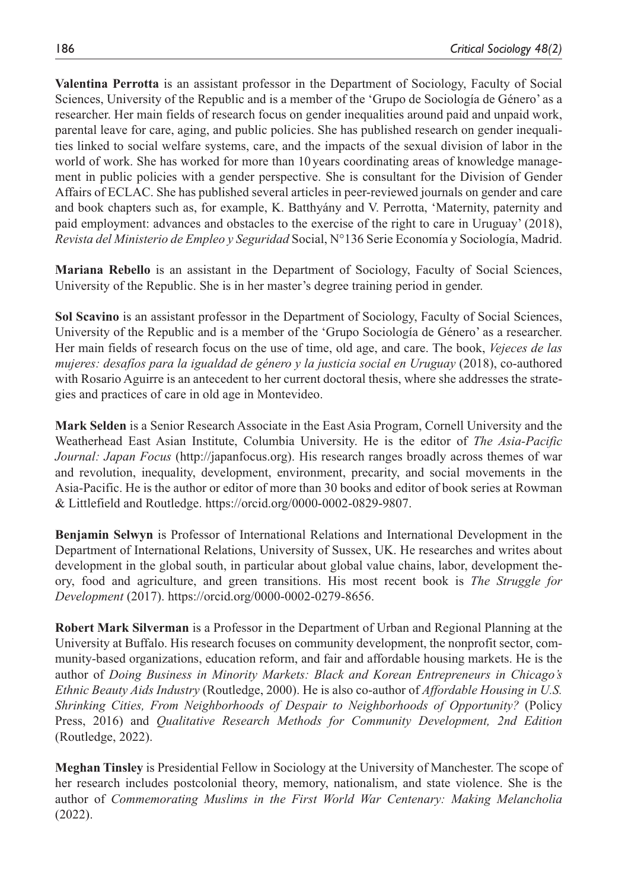**Valentina Perrotta** is an assistant professor in the Department of Sociology, Faculty of Social Sciences, University of the Republic and is a member of the 'Grupo de Sociología de Género' as a researcher. Her main fields of research focus on gender inequalities around paid and unpaid work, parental leave for care, aging, and public policies. She has published research on gender inequalities linked to social welfare systems, care, and the impacts of the sexual division of labor in the world of work. She has worked for more than 10 years coordinating areas of knowledge management in public policies with a gender perspective. She is consultant for the Division of Gender Affairs of ECLAC. She has published several articles in peer-reviewed journals on gender and care and book chapters such as, for example, K. Batthyány and V. Perrotta, 'Maternity, paternity and paid employment: advances and obstacles to the exercise of the right to care in Uruguay' (2018), *Revista del Ministerio de Empleo y Seguridad* Social, N°136 Serie Economía y Sociología, Madrid.

**Mariana Rebello** is an assistant in the Department of Sociology, Faculty of Social Sciences, University of the Republic. She is in her master's degree training period in gender.

**Sol Scavino** is an assistant professor in the Department of Sociology, Faculty of Social Sciences, University of the Republic and is a member of the 'Grupo Sociología de Género' as a researcher. Her main fields of research focus on the use of time, old age, and care. The book, *Vejeces de las mujeres: desafíos para la igualdad de género y la justicia social en Uruguay* (2018), co-authored with Rosario Aguirre is an antecedent to her current doctoral thesis, where she addresses the strategies and practices of care in old age in Montevideo.

**Mark Selden** is a Senior Research Associate in the East Asia Program, Cornell University and the Weatherhead East Asian Institute, Columbia University. He is the editor of *The Asia-Pacific Journal: Japan Focus* (http://japanfocus.org). His research ranges broadly across themes of war and revolution, inequality, development, environment, precarity, and social movements in the Asia-Pacific. He is the author or editor of more than 30 books and editor of book series at Rowman & Littlefield and Routledge. https://orcid.org/0000-0002-0829-9807.

**Benjamin Selwyn** is Professor of International Relations and International Development in the Department of International Relations, University of Sussex, UK. He researches and writes about development in the global south, in particular about global value chains, labor, development theory, food and agriculture, and green transitions. His most recent book is *The Struggle for Development* (2017). https://orcid.org/0000-0002-0279-8656.

**Robert Mark Silverman** is a Professor in the Department of Urban and Regional Planning at the University at Buffalo. His research focuses on community development, the nonprofit sector, community-based organizations, education reform, and fair and affordable housing markets. He is the author of *Doing Business in Minority Markets: Black and Korean Entrepreneurs in Chicago's Ethnic Beauty Aids Industry* (Routledge, 2000). He is also co-author of *Affordable Housing in U.S. Shrinking Cities, From Neighborhoods of Despair to Neighborhoods of Opportunity?* (Policy Press, 2016) and *Qualitative Research Methods for Community Development, 2nd Edition* (Routledge, 2022).

**Meghan Tinsley** is Presidential Fellow in Sociology at the University of Manchester. The scope of her research includes postcolonial theory, memory, nationalism, and state violence. She is the author of *Commemorating Muslims in the First World War Centenary: Making Melancholia* (2022).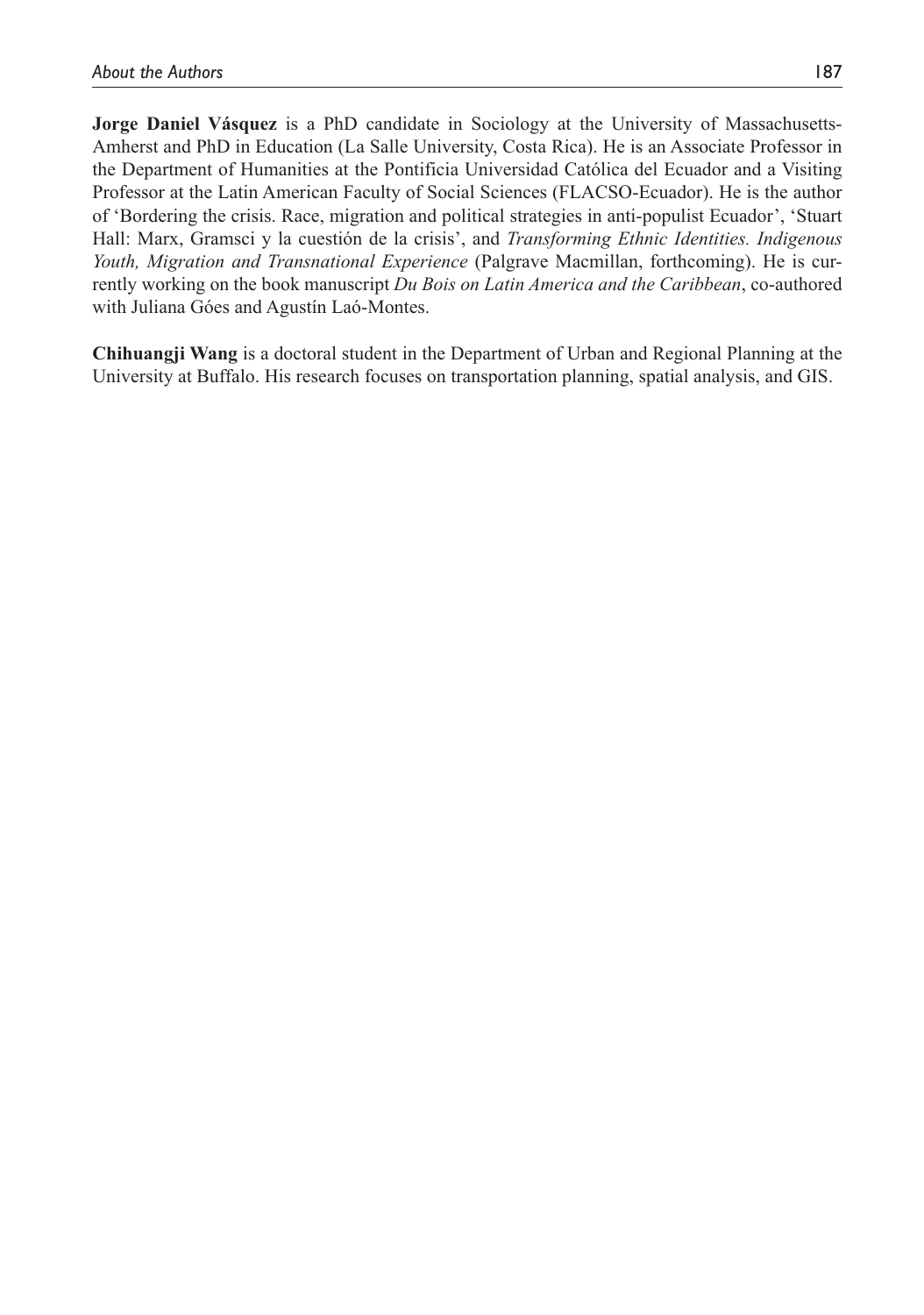**Jorge Daniel Vásquez** is a PhD candidate in Sociology at the University of Massachusetts-Amherst and PhD in Education (La Salle University, Costa Rica). He is an Associate Professor in the Department of Humanities at the Pontificia Universidad Católica del Ecuador and a Visiting Professor at the Latin American Faculty of Social Sciences (FLACSO-Ecuador). He is the author of 'Bordering the crisis. Race, migration and political strategies in anti-populist Ecuador', 'Stuart Hall: Marx, Gramsci y la cuestión de la crisis', and *Transforming Ethnic Identities. Indigenous Youth, Migration and Transnational Experience* (Palgrave Macmillan, forthcoming). He is currently working on the book manuscript *Du Bois on Latin America and the Caribbean*, co-authored with Juliana Góes and Agustín Laó-Montes.

**Chihuangji Wang** is a doctoral student in the Department of Urban and Regional Planning at the University at Buffalo. His research focuses on transportation planning, spatial analysis, and GIS.